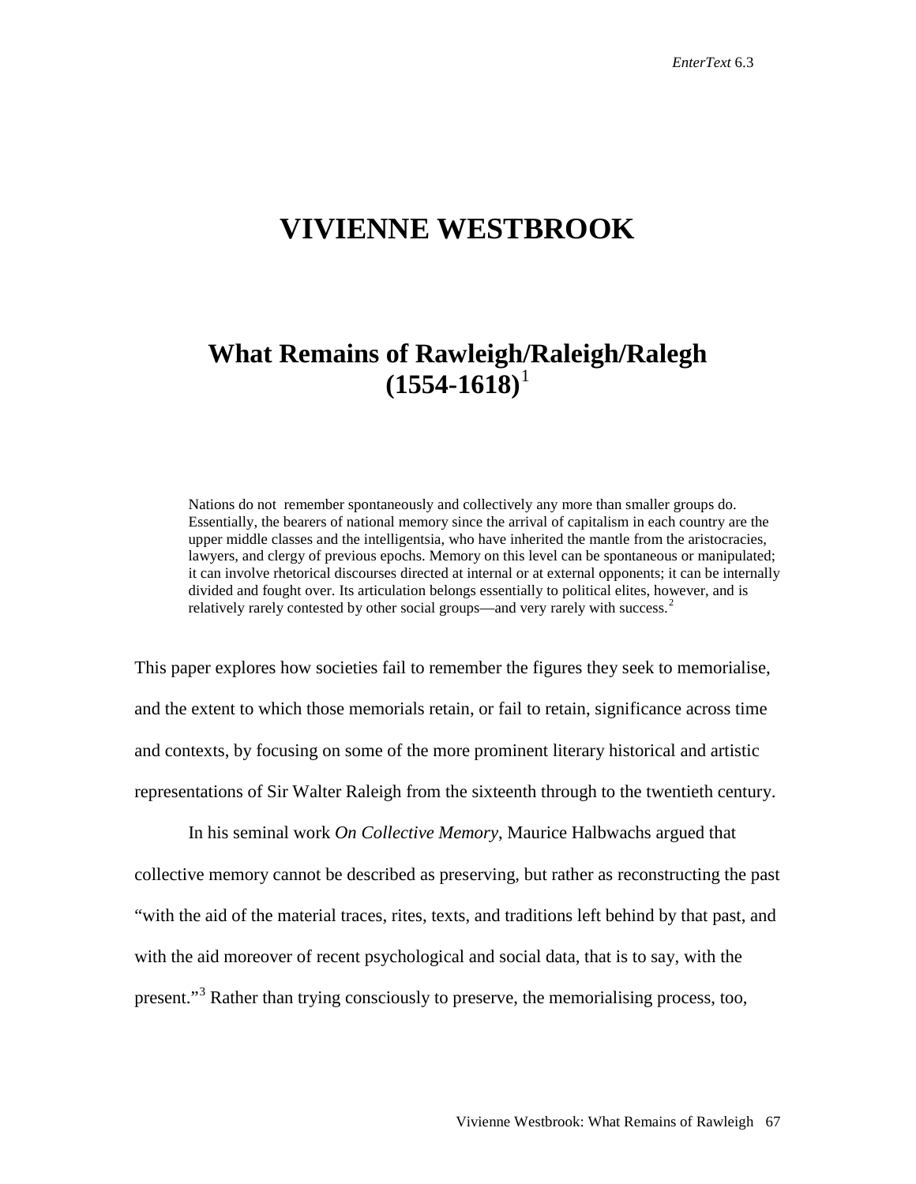# VIVIENNE WESTBROOK

## What Remains of Rawleigh/Raleigh/Ralegh (1554-1618)[1]

> Nations do not remember spontaneously and collectively any more than smaller groups do. Essentially, the bearers of national memory since the arrival of capitalism in each country are the upper middle classes and the intelligentsia, who have inherited the mantle from the aristocracies, lawyers, and clergy of previous epochs. Memory on this level can be spontaneous or manipulated; it can involve rhetorical discourses directed at internal or at external opponents; it can be internally divided and fought over. Its articulation belongs essentially to political elites, however, and is relatively rarely contested by other social groups—and very rarely with success.[2]

This paper explores how societies fail to remember the figures they seek to memorialise, and the extent to which those memorials retain, or fail to retain, significance across time and contexts, by focusing on some of the more prominent literary historical and artistic representations of Sir Walter Raleigh from the sixteenth through to the twentieth century.

In his seminal work *On Collective Memory*, Maurice Halbwachs argued that collective memory cannot be described as preserving, but rather as reconstructing the past "with the aid of the material traces, rites, texts, and traditions left behind by that past, and with the aid moreover of recent psychological and social data, that is to say, with the present."[3] Rather than trying consciously to preserve, the memorialising process, too,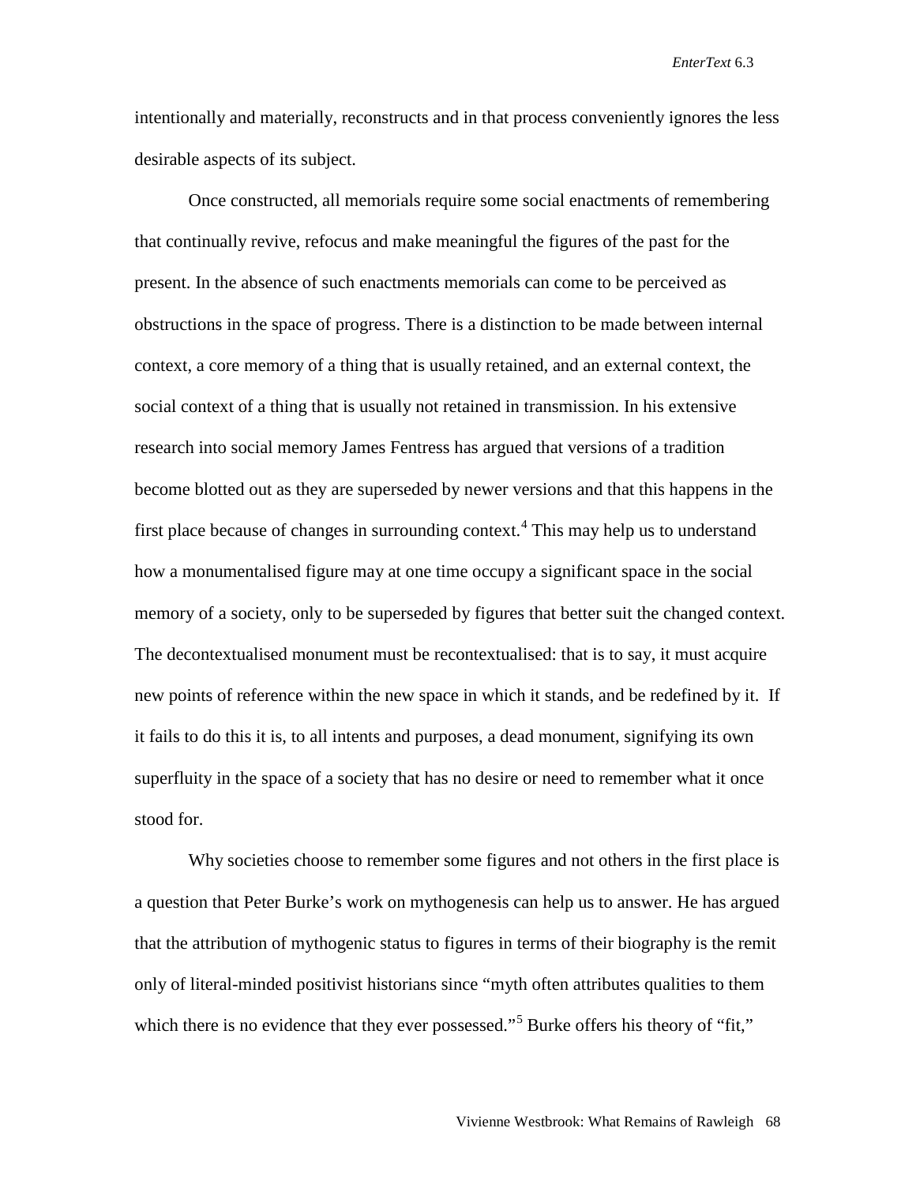intentionally and materially, reconstructs and in that process conveniently ignores the less desirable aspects of its subject.

Once constructed, all memorials require some social enactments of remembering that continually revive, refocus and make meaningful the figures of the past for the present. In the absence of such enactments memorials can come to be perceived as obstructions in the space of progress. There is a distinction to be made between internal context, a core memory of a thing that is usually retained, and an external context, the social context of a thing that is usually not retained in transmission. In his extensive research into social memory James Fentress has argued that versions of a tradition become blotted out as they are superseded by newer versions and that this happens in the first place because of changes in surrounding context.[4] This may help us to understand how a monumentalised figure may at one time occupy a significant space in the social memory of a society, only to be superseded by figures that better suit the changed context. The decontextualised monument must be recontextualised: that is to say, it must acquire new points of reference within the new space in which it stands, and be redefined by it. If it fails to do this it is, to all intents and purposes, a dead monument, signifying its own superfluity in the space of a society that has no desire or need to remember what it once stood for.

Why societies choose to remember some figures and not others in the first place is a question that Peter Burke's work on mythogenesis can help us to answer. He has argued that the attribution of mythogenic status to figures in terms of their biography is the remit only of literal-minded positivist historians since "myth often attributes qualities to them which there is no evidence that they ever possessed."[5] Burke offers his theory of "fit,"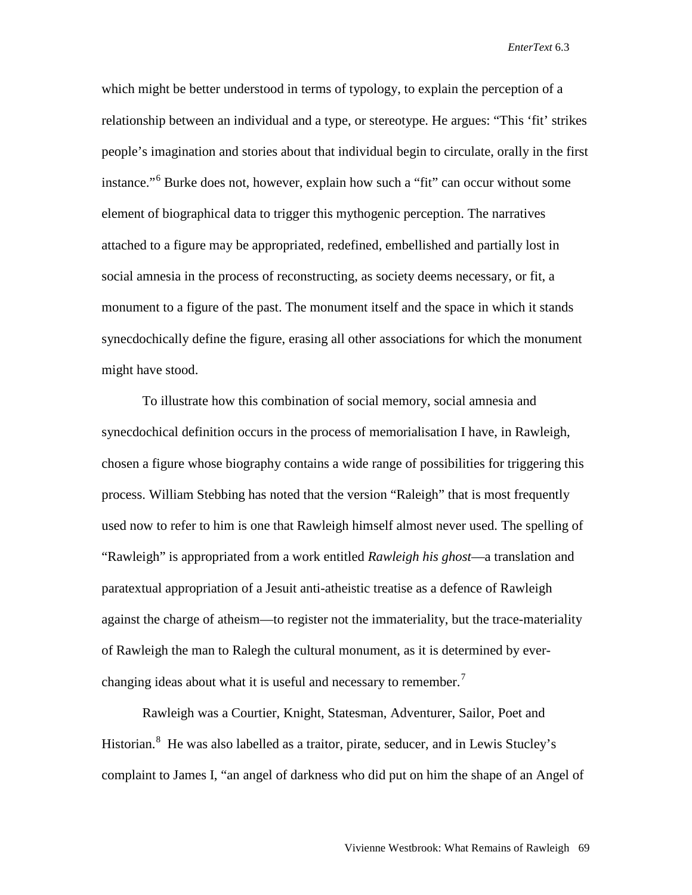which might be better understood in terms of typology, to explain the perception of a relationship between an individual and a type, or stereotype. He argues: "This 'fit' strikes people's imagination and stories about that individual begin to circulate, orally in the first instance."[6] Burke does not, however, explain how such a "fit" can occur without some element of biographical data to trigger this mythogenic perception. The narratives attached to a figure may be appropriated, redefined, embellished and partially lost in social amnesia in the process of reconstructing, as society deems necessary, or fit, a monument to a figure of the past. The monument itself and the space in which it stands synecdochically define the figure, erasing all other associations for which the monument might have stood.

To illustrate how this combination of social memory, social amnesia and synecdochical definition occurs in the process of memorialisation I have, in Rawleigh, chosen a figure whose biography contains a wide range of possibilities for triggering this process. William Stebbing has noted that the version "Raleigh" that is most frequently used now to refer to him is one that Rawleigh himself almost never used. The spelling of "Rawleigh" is appropriated from a work entitled *Rawleigh his ghost*—a translation and paratextual appropriation of a Jesuit anti-atheistic treatise as a defence of Rawleigh against the charge of atheism—to register not the immateriality, but the trace-materiality of Rawleigh the man to Ralegh the cultural monument, as it is determined by ever-changing ideas about what it is useful and necessary to remember.[7]

Rawleigh was a Courtier, Knight, Statesman, Adventurer, Sailor, Poet and Historian.[8] He was also labelled as a traitor, pirate, seducer, and in Lewis Stucley's complaint to James I, "an angel of darkness who did put on him the shape of an Angel of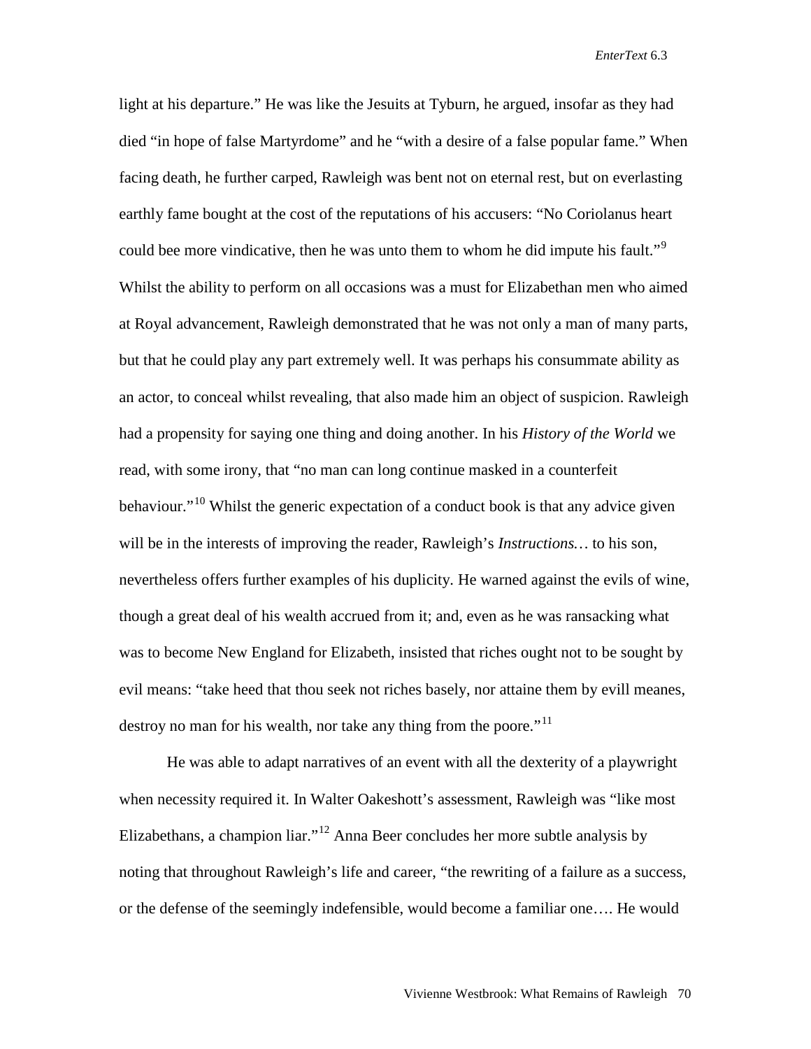light at his departure." He was like the Jesuits at Tyburn, he argued, insofar as they had died "in hope of false Martyrdome" and he "with a desire of a false popular fame." When facing death, he further carped, Rawleigh was bent not on eternal rest, but on everlasting earthly fame bought at the cost of the reputations of his accusers: "No Coriolanus heart could bee more vindicative, then he was unto them to whom he did impute his fault."[9] Whilst the ability to perform on all occasions was a must for Elizabethan men who aimed at Royal advancement, Rawleigh demonstrated that he was not only a man of many parts, but that he could play any part extremely well. It was perhaps his consummate ability as an actor, to conceal whilst revealing, that also made him an object of suspicion. Rawleigh had a propensity for saying one thing and doing another. In his *History of the World* we read, with some irony, that "no man can long continue masked in a counterfeit behaviour."[10] Whilst the generic expectation of a conduct book is that any advice given will be in the interests of improving the reader, Rawleigh's *Instructions…* to his son, nevertheless offers further examples of his duplicity. He warned against the evils of wine, though a great deal of his wealth accrued from it; and, even as he was ransacking what was to become New England for Elizabeth, insisted that riches ought not to be sought by evil means: "take heed that thou seek not riches basely, nor attaine them by evill meanes, destroy no man for his wealth, nor take any thing from the poore."[11]

He was able to adapt narratives of an event with all the dexterity of a playwright when necessity required it. In Walter Oakeshott's assessment, Rawleigh was "like most Elizabethans, a champion liar."[12] Anna Beer concludes her more subtle analysis by noting that throughout Rawleigh's life and career, "the rewriting of a failure as a success, or the defense of the seemingly indefensible, would become a familiar one…. He would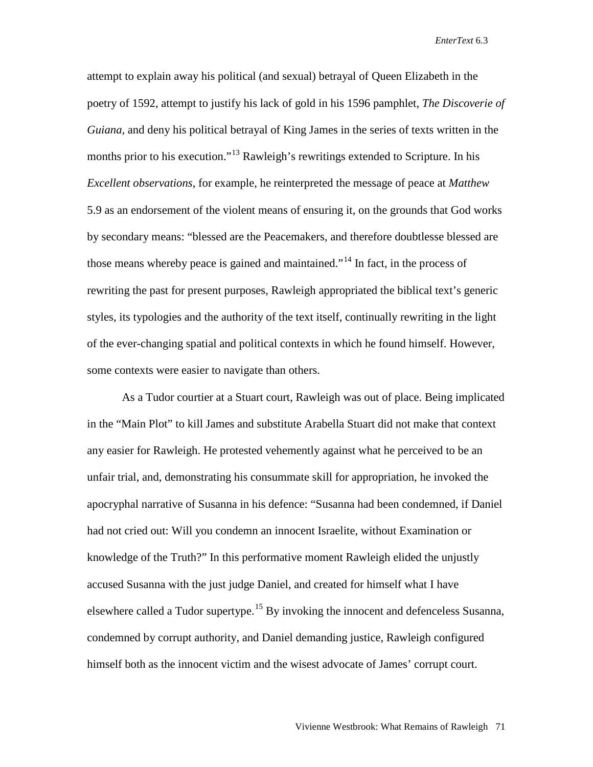attempt to explain away his political (and sexual) betrayal of Queen Elizabeth in the poetry of 1592, attempt to justify his lack of gold in his 1596 pamphlet, *The Discoverie of Guiana*, and deny his political betrayal of King James in the series of texts written in the months prior to his execution."[13] Rawleigh's rewritings extended to Scripture. In his *Excellent observations*, for example, he reinterpreted the message of peace at *Matthew* 5.9 as an endorsement of the violent means of ensuring it, on the grounds that God works by secondary means: "blessed are the Peacemakers, and therefore doubtlesse blessed are those means whereby peace is gained and maintained."[14] In fact, in the process of rewriting the past for present purposes, Rawleigh appropriated the biblical text's generic styles, its typologies and the authority of the text itself, continually rewriting in the light of the ever-changing spatial and political contexts in which he found himself. However, some contexts were easier to navigate than others.

As a Tudor courtier at a Stuart court, Rawleigh was out of place. Being implicated in the "Main Plot" to kill James and substitute Arabella Stuart did not make that context any easier for Rawleigh. He protested vehemently against what he perceived to be an unfair trial, and, demonstrating his consummate skill for appropriation, he invoked the apocryphal narrative of Susanna in his defence: "Susanna had been condemned, if Daniel had not cried out: Will you condemn an innocent Israelite, without Examination or knowledge of the Truth?" In this performative moment Rawleigh elided the unjustly accused Susanna with the just judge Daniel, and created for himself what I have elsewhere called a Tudor supertype.[15] By invoking the innocent and defenceless Susanna, condemned by corrupt authority, and Daniel demanding justice, Rawleigh configured himself both as the innocent victim and the wisest advocate of James' corrupt court.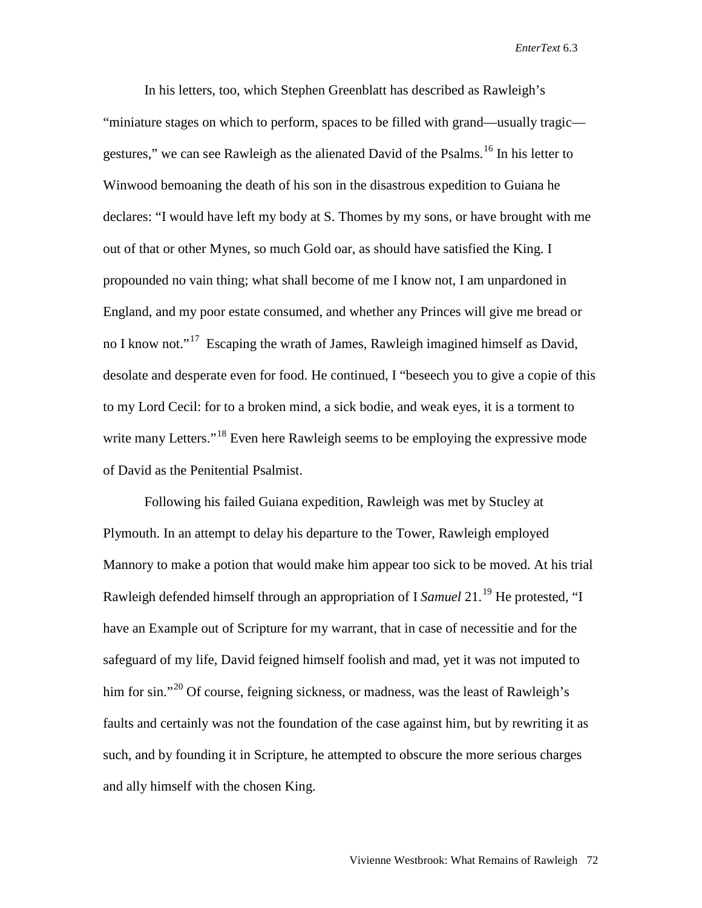In his letters, too, which Stephen Greenblatt has described as Rawleigh's "miniature stages on which to perform, spaces to be filled with grand—usually tragic—gestures," we can see Rawleigh as the alienated David of the Psalms.[16] In his letter to Winwood bemoaning the death of his son in the disastrous expedition to Guiana he declares: "I would have left my body at S. Thomes by my sons, or have brought with me out of that or other Mynes, so much Gold oar, as should have satisfied the King. I propounded no vain thing; what shall become of me I know not, I am unpardoned in England, and my poor estate consumed, and whether any Princes will give me bread or no I know not."[17] Escaping the wrath of James, Rawleigh imagined himself as David, desolate and desperate even for food. He continued, I "beseech you to give a copie of this to my Lord Cecil: for to a broken mind, a sick bodie, and weak eyes, it is a torment to write many Letters."[18] Even here Rawleigh seems to be employing the expressive mode of David as the Penitential Psalmist.

Following his failed Guiana expedition, Rawleigh was met by Stucley at Plymouth. In an attempt to delay his departure to the Tower, Rawleigh employed Mannory to make a potion that would make him appear too sick to be moved. At his trial Rawleigh defended himself through an appropriation of I *Samuel* 21.[19] He protested, "I have an Example out of Scripture for my warrant, that in case of necessitie and for the safeguard of my life, David feigned himself foolish and mad, yet it was not imputed to him for sin."[20] Of course, feigning sickness, or madness, was the least of Rawleigh's faults and certainly was not the foundation of the case against him, but by rewriting it as such, and by founding it in Scripture, he attempted to obscure the more serious charges and ally himself with the chosen King.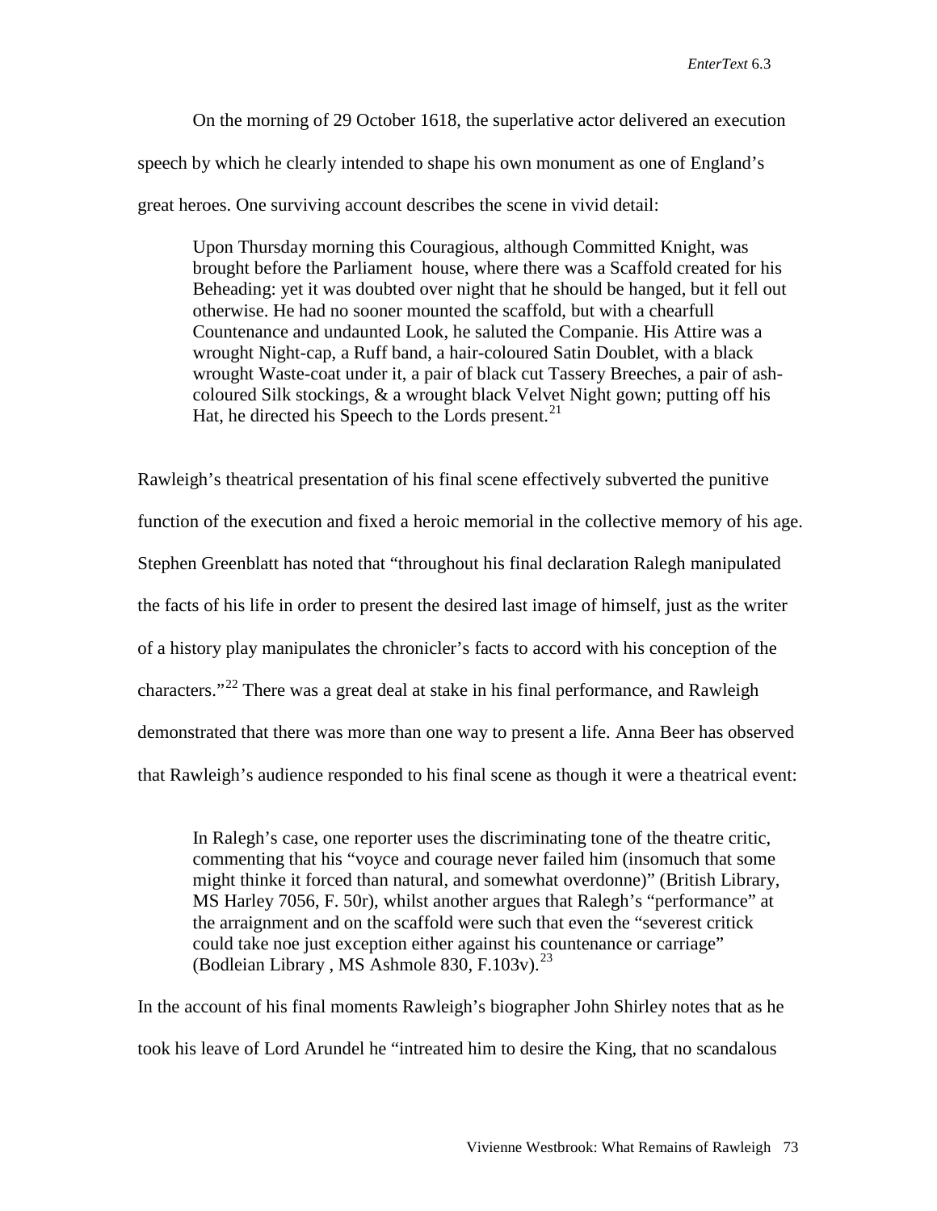On the morning of 29 October 1618, the superlative actor delivered an execution speech by which he clearly intended to shape his own monument as one of England's great heroes. One surviving account describes the scene in vivid detail:

> Upon Thursday morning this Couragious, although Committed Knight, was brought before the Parliament house, where there was a Scaffold created for his Beheading: yet it was doubted over night that he should be hanged, but it fell out otherwise. He had no sooner mounted the scaffold, but with a chearfull Countenance and undaunted Look, he saluted the Companie. His Attire was a wrought Night-cap, a Ruff band, a hair-coloured Satin Doublet, with a black wrought Waste-coat under it, a pair of black cut Tassery Breeches, a pair of ash-coloured Silk stockings, & a wrought black Velvet Night gown; putting off his Hat, he directed his Speech to the Lords present.[21]

Rawleigh's theatrical presentation of his final scene effectively subverted the punitive function of the execution and fixed a heroic memorial in the collective memory of his age. Stephen Greenblatt has noted that "throughout his final declaration Ralegh manipulated the facts of his life in order to present the desired last image of himself, just as the writer of a history play manipulates the chronicler's facts to accord with his conception of the characters."[22] There was a great deal at stake in his final performance, and Rawleigh demonstrated that there was more than one way to present a life. Anna Beer has observed that Rawleigh's audience responded to his final scene as though it were a theatrical event:

> In Ralegh's case, one reporter uses the discriminating tone of the theatre critic, commenting that his "voyce and courage never failed him (insomuch that some might thinke it forced than natural, and somewhat overdonne)" (British Library, MS Harley 7056, F. 50r), whilst another argues that Ralegh's "performance" at the arraignment and on the scaffold were such that even the "severest critick could take noe just exception either against his countenance or carriage" (Bodleian Library , MS Ashmole 830, F.103v).[23]

In the account of his final moments Rawleigh's biographer John Shirley notes that as he took his leave of Lord Arundel he "intreated him to desire the King, that no scandalous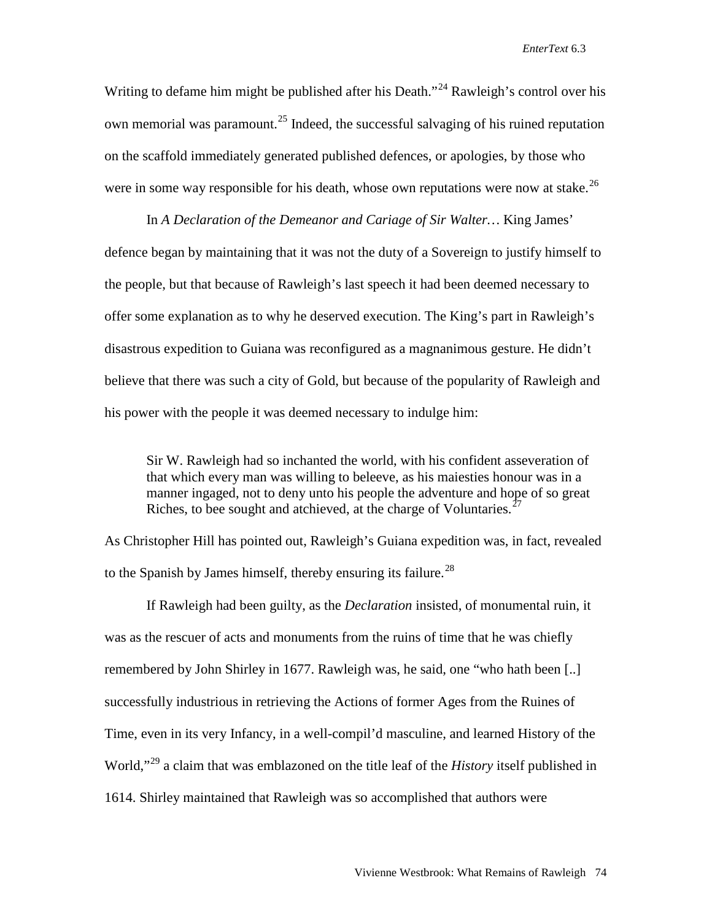Writing to defame him might be published after his Death."[24] Rawleigh's control over his own memorial was paramount.[25] Indeed, the successful salvaging of his ruined reputation on the scaffold immediately generated published defences, or apologies, by those who were in some way responsible for his death, whose own reputations were now at stake.[26]

In *A Declaration of the Demeanor and Cariage of Sir Walter…* King James' defence began by maintaining that it was not the duty of a Sovereign to justify himself to the people, but that because of Rawleigh's last speech it had been deemed necessary to offer some explanation as to why he deserved execution. The King's part in Rawleigh's disastrous expedition to Guiana was reconfigured as a magnanimous gesture. He didn't believe that there was such a city of Gold, but because of the popularity of Rawleigh and his power with the people it was deemed necessary to indulge him:

> Sir W. Rawleigh had so inchanted the world, with his confident asseveration of that which every man was willing to beleeve, as his maiesties honour was in a manner ingaged, not to deny unto his people the adventure and hope of so great Riches, to bee sought and atchieved, at the charge of Voluntaries.[27]

As Christopher Hill has pointed out, Rawleigh's Guiana expedition was, in fact, revealed to the Spanish by James himself, thereby ensuring its failure.[28]

If Rawleigh had been guilty, as the *Declaration* insisted, of monumental ruin, it was as the rescuer of acts and monuments from the ruins of time that he was chiefly remembered by John Shirley in 1677. Rawleigh was, he said, one "who hath been [..] successfully industrious in retrieving the Actions of former Ages from the Ruines of Time, even in its very Infancy, in a well-compil'd masculine, and learned History of the World,"[29] a claim that was emblazoned on the title leaf of the *History* itself published in 1614. Shirley maintained that Rawleigh was so accomplished that authors were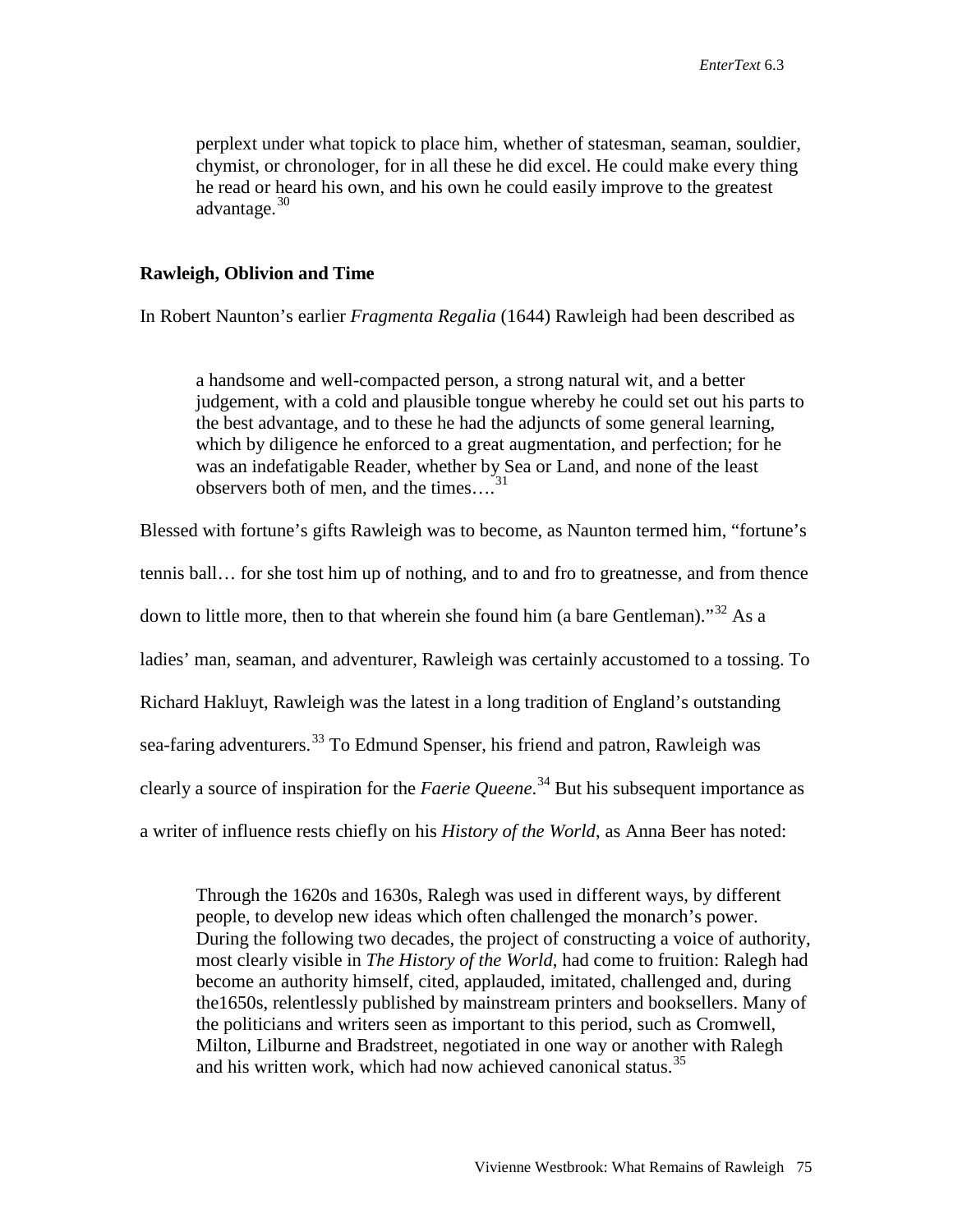perplext under what topick to place him, whether of statesman, seaman, souldier, chymist, or chronologer, for in all these he did excel. He could make every thing he read or heard his own, and his own he could easily improve to the greatest advantage.[30]

### Rawleigh, Oblivion and Time

In Robert Naunton's earlier *Fragmenta Regalia* (1644) Rawleigh had been described as

> a handsome and well-compacted person, a strong natural wit, and a better judgement, with a cold and plausible tongue whereby he could set out his parts to the best advantage, and to these he had the adjuncts of some general learning, which by diligence he enforced to a great augmentation, and perfection; for he was an indefatigable Reader, whether by Sea or Land, and none of the least observers both of men, and the times….[31]

Blessed with fortune's gifts Rawleigh was to become, as Naunton termed him, "fortune's tennis ball… for she tost him up of nothing, and to and fro to greatnesse, and from thence down to little more, then to that wherein she found him (a bare Gentleman)."[32] As a ladies' man, seaman, and adventurer, Rawleigh was certainly accustomed to a tossing. To Richard Hakluyt, Rawleigh was the latest in a long tradition of England's outstanding sea-faring adventurers.[33] To Edmund Spenser, his friend and patron, Rawleigh was clearly a source of inspiration for the *Faerie Queene*.[34] But his subsequent importance as a writer of influence rests chiefly on his *History of the World*, as Anna Beer has noted:

> Through the 1620s and 1630s, Ralegh was used in different ways, by different people, to develop new ideas which often challenged the monarch's power. During the following two decades, the project of constructing a voice of authority, most clearly visible in *The History of the World*, had come to fruition: Ralegh had become an authority himself, cited, applauded, imitated, challenged and, during the1650s, relentlessly published by mainstream printers and booksellers. Many of the politicians and writers seen as important to this period, such as Cromwell, Milton, Lilburne and Bradstreet, negotiated in one way or another with Ralegh and his written work, which had now achieved canonical status.[35]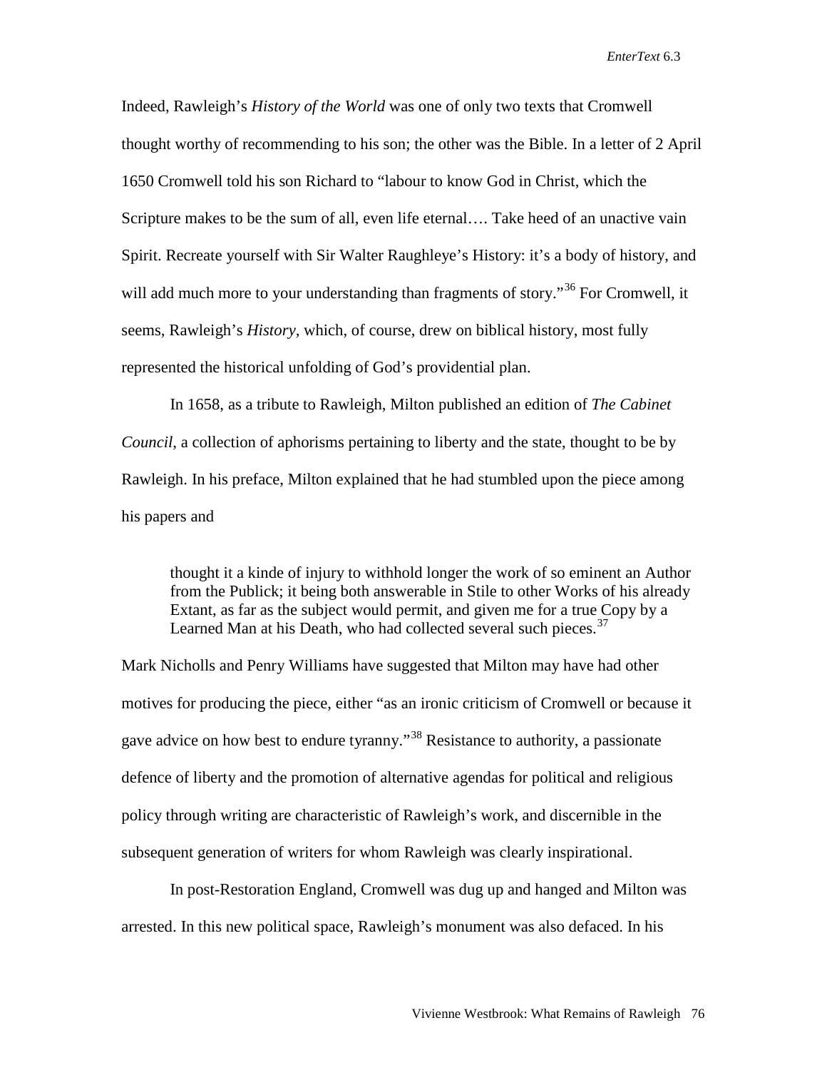Indeed, Rawleigh's *History of the World* was one of only two texts that Cromwell thought worthy of recommending to his son; the other was the Bible. In a letter of 2 April 1650 Cromwell told his son Richard to "labour to know God in Christ, which the Scripture makes to be the sum of all, even life eternal…. Take heed of an unactive vain Spirit. Recreate yourself with Sir Walter Raughleye's History: it's a body of history, and will add much more to your understanding than fragments of story."[36] For Cromwell, it seems, Rawleigh's *History,* which, of course, drew on biblical history, most fully represented the historical unfolding of God's providential plan.

In 1658, as a tribute to Rawleigh, Milton published an edition of *The Cabinet Council*, a collection of aphorisms pertaining to liberty and the state, thought to be by Rawleigh. In his preface, Milton explained that he had stumbled upon the piece among his papers and

> thought it a kinde of injury to withhold longer the work of so eminent an Author from the Publick; it being both answerable in Stile to other Works of his already Extant, as far as the subject would permit, and given me for a true Copy by a Learned Man at his Death, who had collected several such pieces.[37]

Mark Nicholls and Penry Williams have suggested that Milton may have had other motives for producing the piece, either "as an ironic criticism of Cromwell or because it gave advice on how best to endure tyranny."[38] Resistance to authority, a passionate defence of liberty and the promotion of alternative agendas for political and religious policy through writing are characteristic of Rawleigh's work, and discernible in the subsequent generation of writers for whom Rawleigh was clearly inspirational.

In post-Restoration England, Cromwell was dug up and hanged and Milton was arrested. In this new political space, Rawleigh's monument was also defaced. In his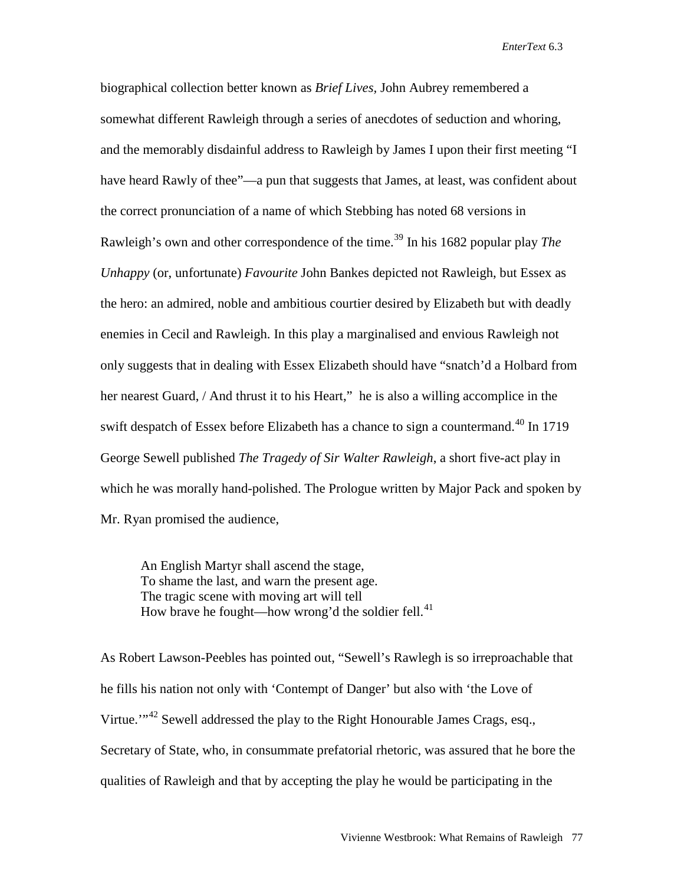biographical collection better known as *Brief Lives,* John Aubrey remembered a somewhat different Rawleigh through a series of anecdotes of seduction and whoring, and the memorably disdainful address to Rawleigh by James I upon their first meeting "I have heard Rawly of thee"—a pun that suggests that James, at least, was confident about the correct pronunciation of a name of which Stebbing has noted 68 versions in Rawleigh's own and other correspondence of the time.[39] In his 1682 popular play *The Unhappy* (or, unfortunate) *Favourite* John Bankes depicted not Rawleigh, but Essex as the hero: an admired, noble and ambitious courtier desired by Elizabeth but with deadly enemies in Cecil and Rawleigh. In this play a marginalised and envious Rawleigh not only suggests that in dealing with Essex Elizabeth should have "snatch'd a Holbard from her nearest Guard, / And thrust it to his Heart," he is also a willing accomplice in the swift despatch of Essex before Elizabeth has a chance to sign a countermand.[40] In 1719 George Sewell published *The Tragedy of Sir Walter Rawleigh*, a short five-act play in which he was morally hand-polished. The Prologue written by Major Pack and spoken by Mr. Ryan promised the audience,

> An English Martyr shall ascend the stage,
> To shame the last, and warn the present age.
> The tragic scene with moving art will tell
> How brave he fought—how wrong'd the soldier fell.[41]

As Robert Lawson-Peebles has pointed out, "Sewell's Rawlegh is so irreproachable that he fills his nation not only with 'Contempt of Danger' but also with 'the Love of Virtue.'"[42] Sewell addressed the play to the Right Honourable James Crags, esq., Secretary of State, who, in consummate prefatorial rhetoric, was assured that he bore the qualities of Rawleigh and that by accepting the play he would be participating in the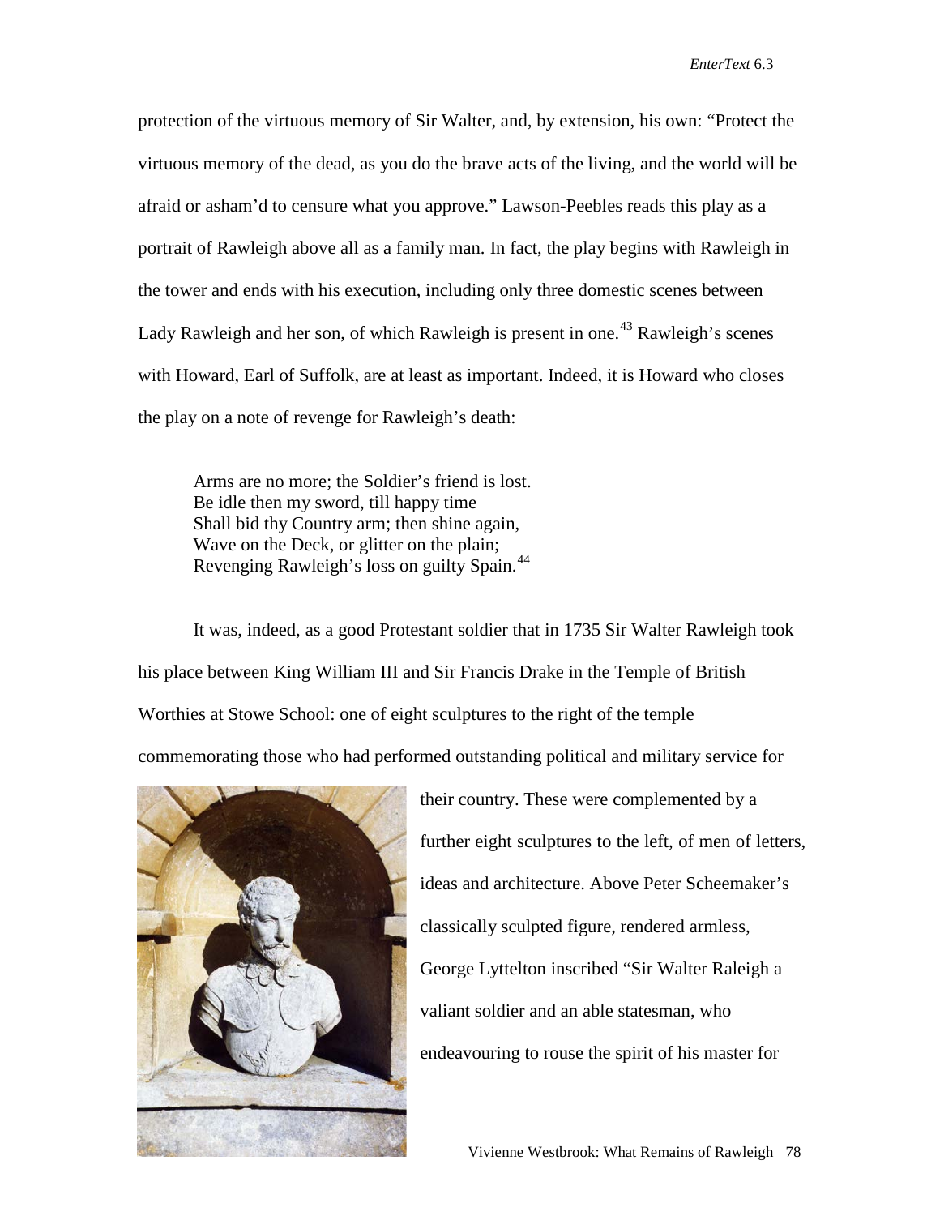protection of the virtuous memory of Sir Walter, and, by extension, his own: "Protect the virtuous memory of the dead, as you do the brave acts of the living, and the world will be afraid or asham'd to censure what you approve." Lawson-Peebles reads this play as a portrait of Rawleigh above all as a family man. In fact, the play begins with Rawleigh in the tower and ends with his execution, including only three domestic scenes between Lady Rawleigh and her son, of which Rawleigh is present in one.[43] Rawleigh's scenes with Howard, Earl of Suffolk, are at least as important. Indeed, it is Howard who closes the play on a note of revenge for Rawleigh's death:

> Arms are no more; the Soldier's friend is lost.
> Be idle then my sword, till happy time
> Shall bid thy Country arm; then shine again,
> Wave on the Deck, or glitter on the plain;
> Revenging Rawleigh's loss on guilty Spain.[44]

It was, indeed, as a good Protestant soldier that in 1735 Sir Walter Rawleigh took his place between King William III and Sir Francis Drake in the Temple of British Worthies at Stowe School: one of eight sculptures to the right of the temple commemorating those who had performed outstanding political and military service for their country. These were complemented by a further eight sculptures to the left, of men of letters, ideas and architecture. Above Peter Scheemaker's classically sculpted figure, rendered armless, George Lyttelton inscribed "Sir Walter Raleigh a valiant soldier and an able statesman, who endeavouring to rouse the spirit of his master for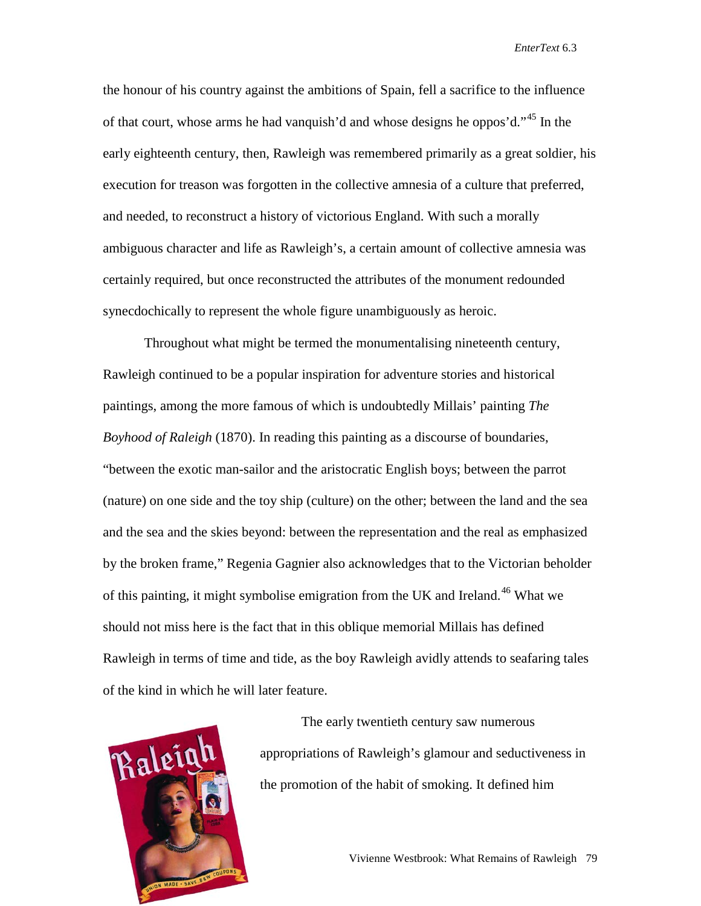the honour of his country against the ambitions of Spain, fell a sacrifice to the influence of that court, whose arms he had vanquish'd and whose designs he oppos'd."[45] In the early eighteenth century, then, Rawleigh was remembered primarily as a great soldier, his execution for treason was forgotten in the collective amnesia of a culture that preferred, and needed, to reconstruct a history of victorious England. With such a morally ambiguous character and life as Rawleigh's, a certain amount of collective amnesia was certainly required, but once reconstructed the attributes of the monument redounded synecdochically to represent the whole figure unambiguously as heroic.

Throughout what might be termed the monumentalising nineteenth century, Rawleigh continued to be a popular inspiration for adventure stories and historical paintings, among the more famous of which is undoubtedly Millais' painting *The Boyhood of Raleigh* (1870). In reading this painting as a discourse of boundaries, "between the exotic man-sailor and the aristocratic English boys; between the parrot (nature) on one side and the toy ship (culture) on the other; between the land and the sea and the sea and the skies beyond: between the representation and the real as emphasized by the broken frame," Regenia Gagnier also acknowledges that to the Victorian beholder of this painting, it might symbolise emigration from the UK and Ireland.[46] What we should not miss here is the fact that in this oblique memorial Millais has defined Rawleigh in terms of time and tide, as the boy Rawleigh avidly attends to seafaring tales of the kind in which he will later feature.

The early twentieth century saw numerous appropriations of Rawleigh's glamour and seductiveness in the promotion of the habit of smoking. It defined him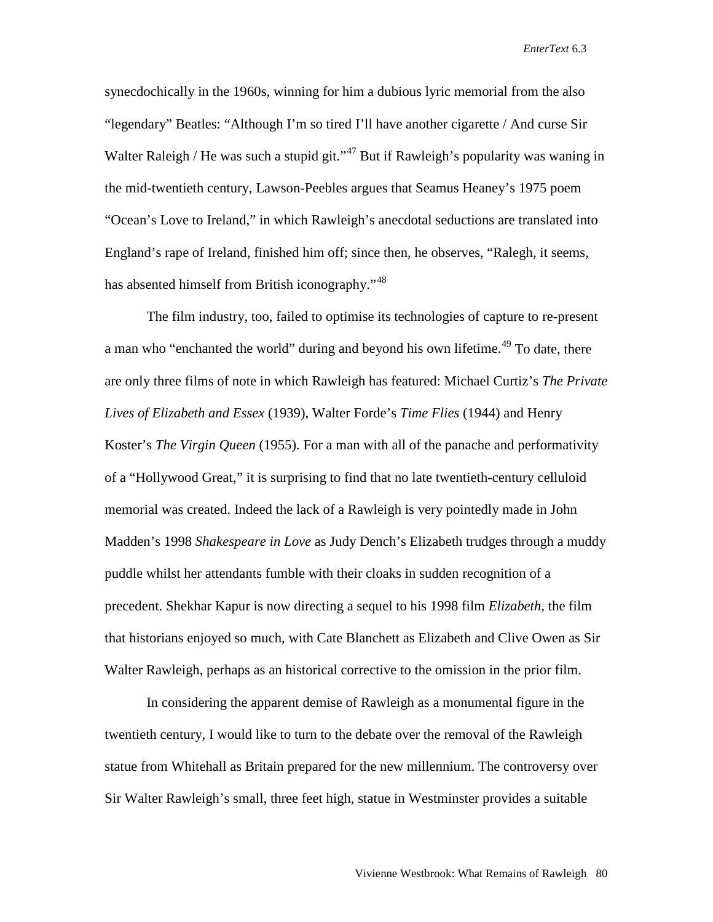synecdochically in the 1960s, winning for him a dubious lyric memorial from the also "legendary" Beatles: "Although I'm so tired I'll have another cigarette / And curse Sir Walter Raleigh / He was such a stupid git."[47] But if Rawleigh's popularity was waning in the mid-twentieth century, Lawson-Peebles argues that Seamus Heaney's 1975 poem "Ocean's Love to Ireland," in which Rawleigh's anecdotal seductions are translated into England's rape of Ireland, finished him off; since then, he observes, "Ralegh, it seems, has absented himself from British iconography."[48]

The film industry, too, failed to optimise its technologies of capture to re-present a man who "enchanted the world" during and beyond his own lifetime.[49] To date, there are only three films of note in which Rawleigh has featured: Michael Curtiz's *The Private Lives of Elizabeth and Essex* (1939), Walter Forde's *Time Flies* (1944) and Henry Koster's *The Virgin Queen* (1955). For a man with all of the panache and performativity of a "Hollywood Great," it is surprising to find that no late twentieth-century celluloid memorial was created. Indeed the lack of a Rawleigh is very pointedly made in John Madden's 1998 *Shakespeare in Love* as Judy Dench's Elizabeth trudges through a muddy puddle whilst her attendants fumble with their cloaks in sudden recognition of a precedent. Shekhar Kapur is now directing a sequel to his 1998 film *Elizabeth*, the film that historians enjoyed so much, with Cate Blanchett as Elizabeth and Clive Owen as Sir Walter Rawleigh, perhaps as an historical corrective to the omission in the prior film.

In considering the apparent demise of Rawleigh as a monumental figure in the twentieth century, I would like to turn to the debate over the removal of the Rawleigh statue from Whitehall as Britain prepared for the new millennium. The controversy over Sir Walter Rawleigh's small, three feet high, statue in Westminster provides a suitable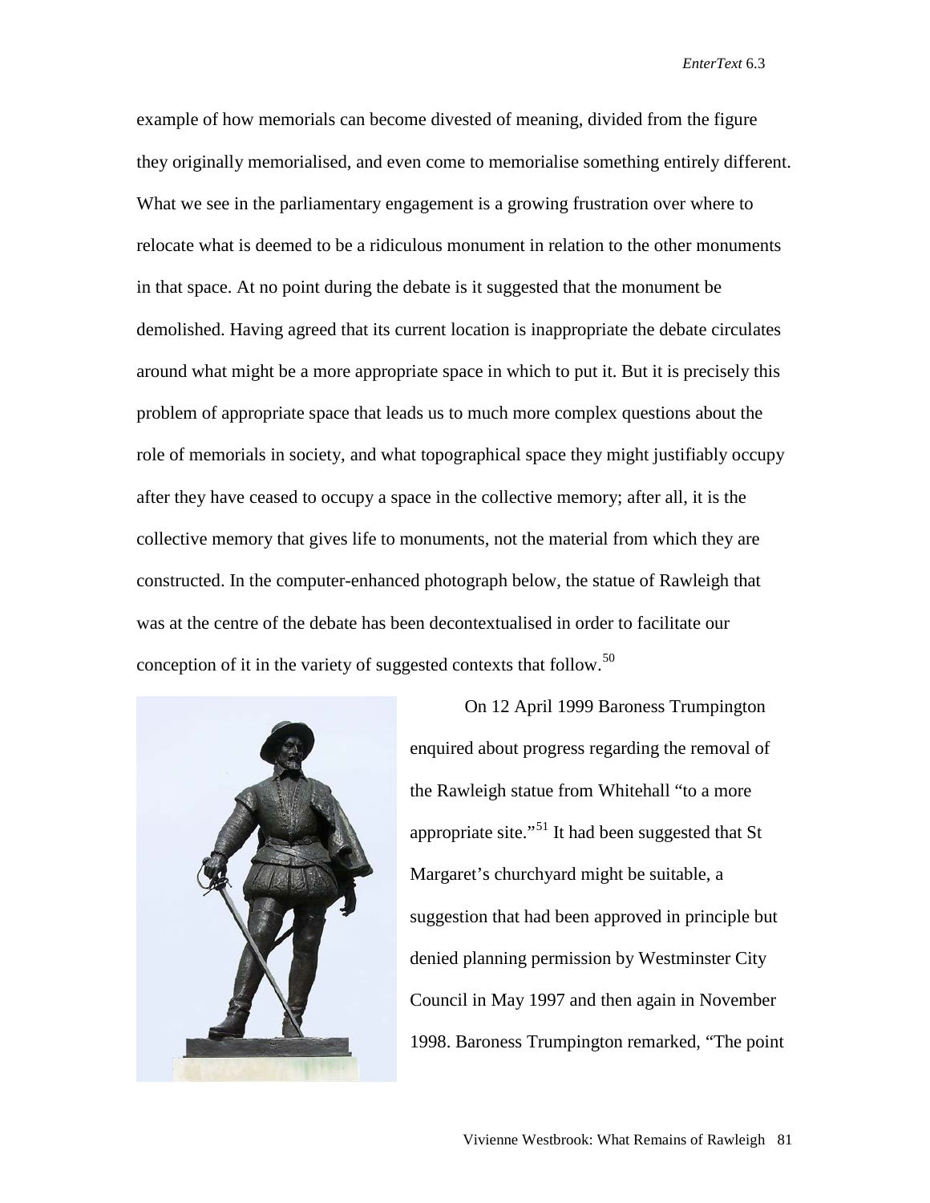example of how memorials can become divested of meaning, divided from the figure they originally memorialised, and even come to memorialise something entirely different. What we see in the parliamentary engagement is a growing frustration over where to relocate what is deemed to be a ridiculous monument in relation to the other monuments in that space. At no point during the debate is it suggested that the monument be demolished. Having agreed that its current location is inappropriate the debate circulates around what might be a more appropriate space in which to put it. But it is precisely this problem of appropriate space that leads us to much more complex questions about the role of memorials in society, and what topographical space they might justifiably occupy after they have ceased to occupy a space in the collective memory; after all, it is the collective memory that gives life to monuments, not the material from which they are constructed. In the computer-enhanced photograph below, the statue of Rawleigh that was at the centre of the debate has been decontextualised in order to facilitate our conception of it in the variety of suggested contexts that follow.[50]

On 12 April 1999 Baroness Trumpington enquired about progress regarding the removal of the Rawleigh statue from Whitehall "to a more appropriate site."[51] It had been suggested that St Margaret's churchyard might be suitable, a suggestion that had been approved in principle but denied planning permission by Westminster City Council in May 1997 and then again in November 1998. Baroness Trumpington remarked, "The point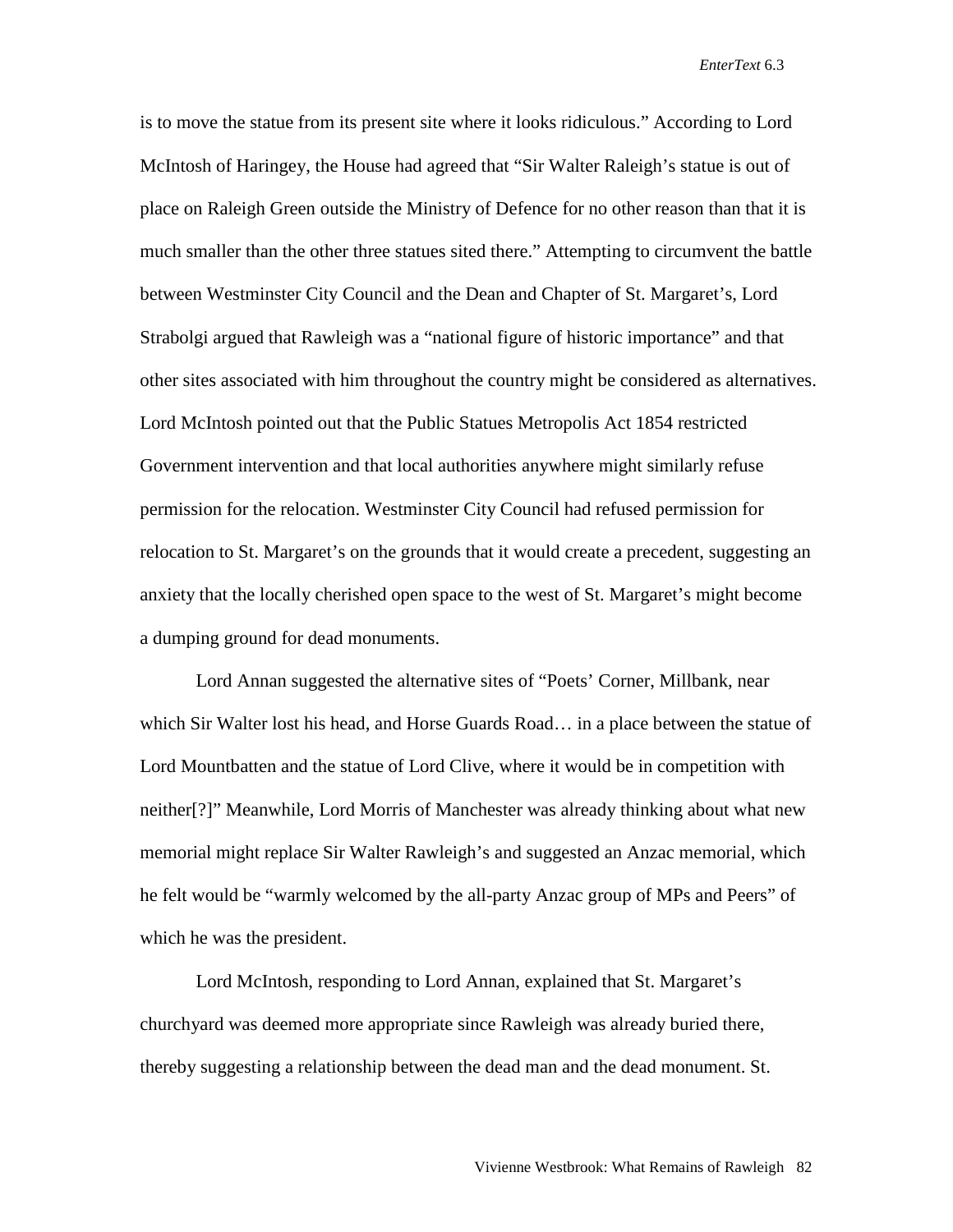is to move the statue from its present site where it looks ridiculous." According to Lord McIntosh of Haringey, the House had agreed that "Sir Walter Raleigh's statue is out of place on Raleigh Green outside the Ministry of Defence for no other reason than that it is much smaller than the other three statues sited there." Attempting to circumvent the battle between Westminster City Council and the Dean and Chapter of St. Margaret's, Lord Strabolgi argued that Rawleigh was a "national figure of historic importance" and that other sites associated with him throughout the country might be considered as alternatives. Lord McIntosh pointed out that the Public Statues Metropolis Act 1854 restricted Government intervention and that local authorities anywhere might similarly refuse permission for the relocation. Westminster City Council had refused permission for relocation to St. Margaret's on the grounds that it would create a precedent, suggesting an anxiety that the locally cherished open space to the west of St. Margaret's might become a dumping ground for dead monuments.

Lord Annan suggested the alternative sites of "Poets' Corner, Millbank, near which Sir Walter lost his head, and Horse Guards Road… in a place between the statue of Lord Mountbatten and the statue of Lord Clive, where it would be in competition with neither[?]" Meanwhile, Lord Morris of Manchester was already thinking about what new memorial might replace Sir Walter Rawleigh's and suggested an Anzac memorial, which he felt would be "warmly welcomed by the all-party Anzac group of MPs and Peers" of which he was the president.

Lord McIntosh, responding to Lord Annan, explained that St. Margaret's churchyard was deemed more appropriate since Rawleigh was already buried there, thereby suggesting a relationship between the dead man and the dead monument. St.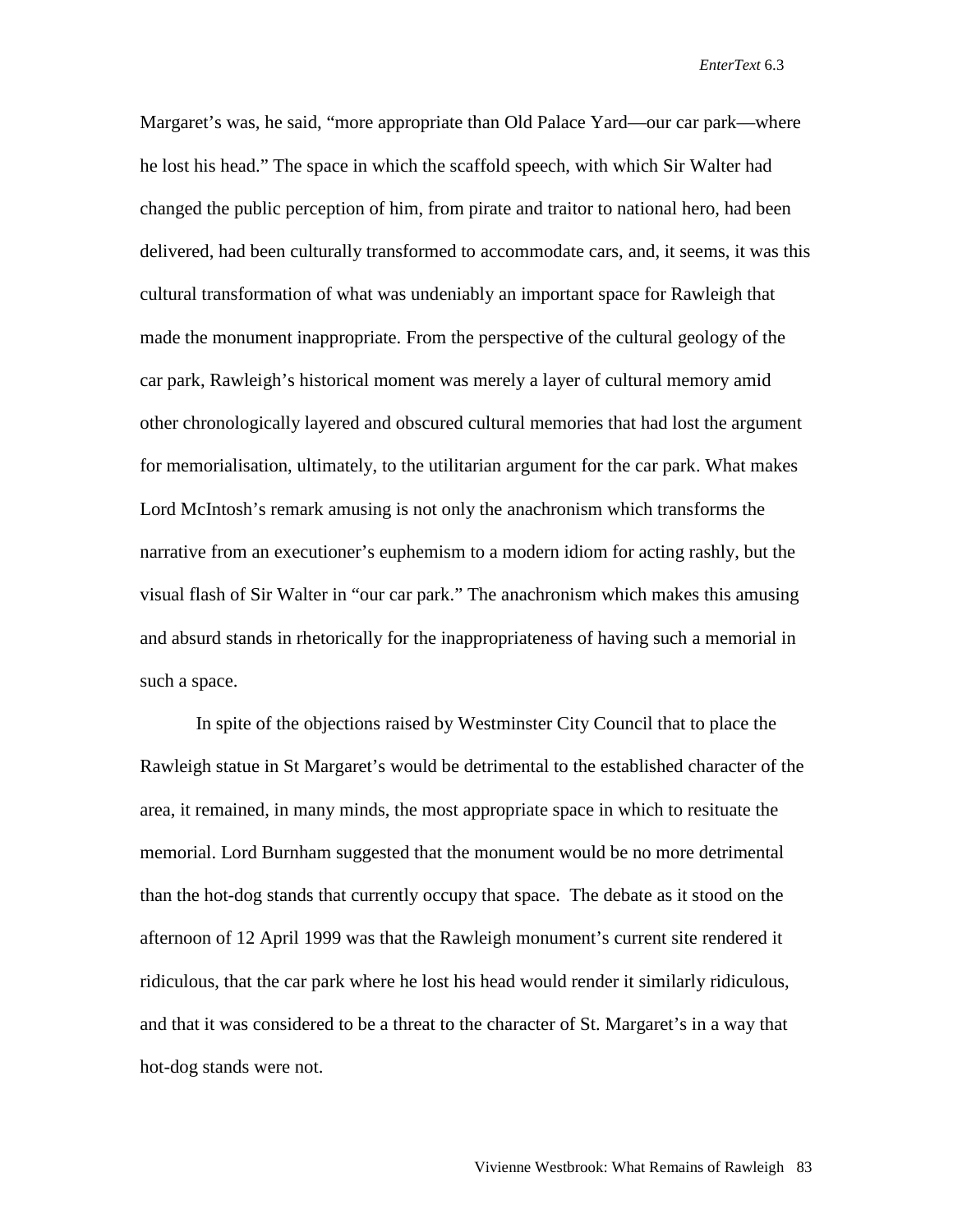Margaret's was, he said, "more appropriate than Old Palace Yard—our car park—where he lost his head." The space in which the scaffold speech, with which Sir Walter had changed the public perception of him, from pirate and traitor to national hero, had been delivered, had been culturally transformed to accommodate cars, and, it seems, it was this cultural transformation of what was undeniably an important space for Rawleigh that made the monument inappropriate. From the perspective of the cultural geology of the car park, Rawleigh's historical moment was merely a layer of cultural memory amid other chronologically layered and obscured cultural memories that had lost the argument for memorialisation, ultimately, to the utilitarian argument for the car park. What makes Lord McIntosh's remark amusing is not only the anachronism which transforms the narrative from an executioner's euphemism to a modern idiom for acting rashly, but the visual flash of Sir Walter in "our car park." The anachronism which makes this amusing and absurd stands in rhetorically for the inappropriateness of having such a memorial in such a space.

In spite of the objections raised by Westminster City Council that to place the Rawleigh statue in St Margaret's would be detrimental to the established character of the area, it remained, in many minds, the most appropriate space in which to resituate the memorial. Lord Burnham suggested that the monument would be no more detrimental than the hot-dog stands that currently occupy that space. The debate as it stood on the afternoon of 12 April 1999 was that the Rawleigh monument's current site rendered it ridiculous, that the car park where he lost his head would render it similarly ridiculous, and that it was considered to be a threat to the character of St. Margaret's in a way that hot-dog stands were not.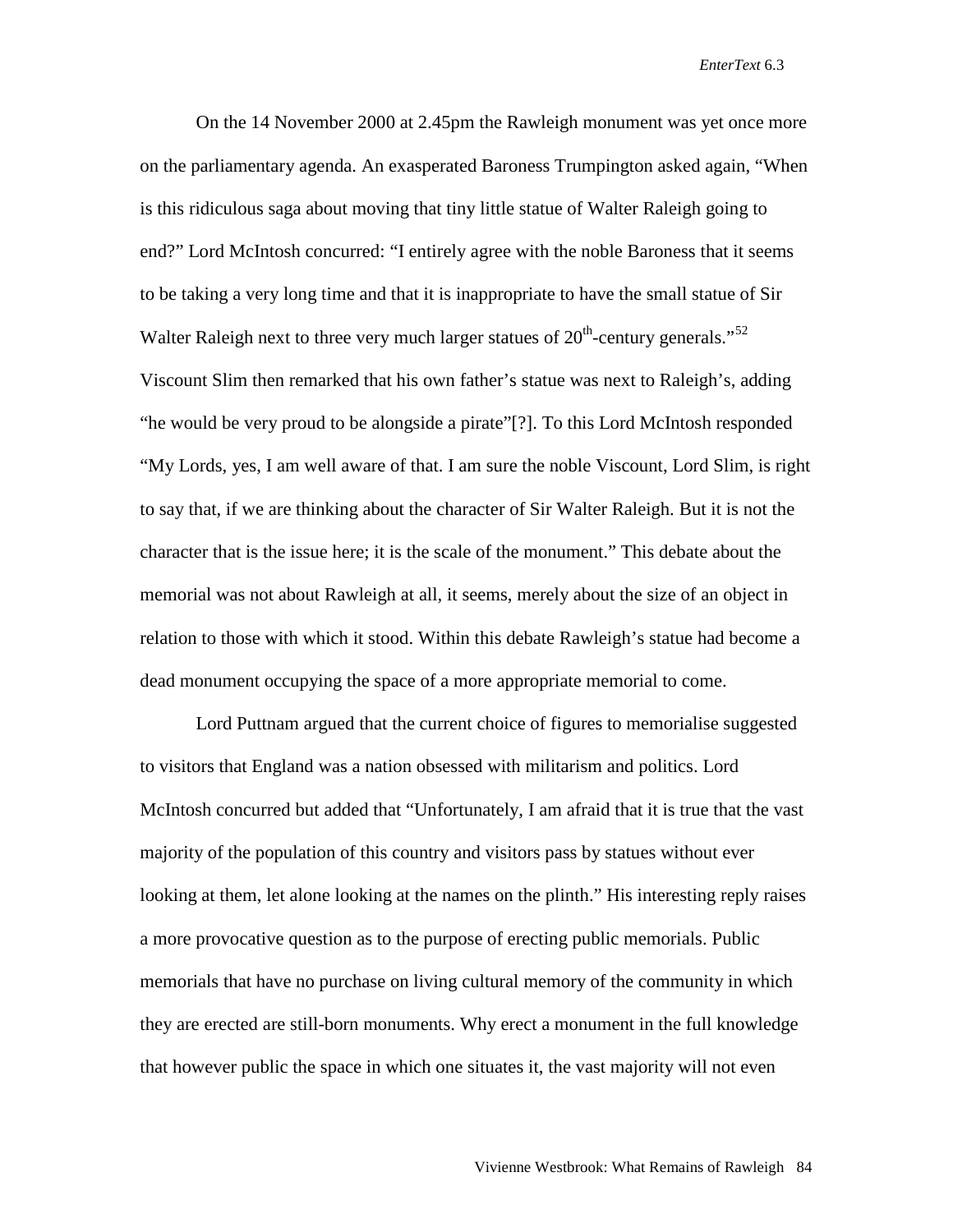On the 14 November 2000 at 2.45pm the Rawleigh monument was yet once more on the parliamentary agenda. An exasperated Baroness Trumpington asked again, "When is this ridiculous saga about moving that tiny little statue of Walter Raleigh going to end?" Lord McIntosh concurred: "I entirely agree with the noble Baroness that it seems to be taking a very long time and that it is inappropriate to have the small statue of Sir Walter Raleigh next to three very much larger statues of 20th-century generals."[52] Viscount Slim then remarked that his own father's statue was next to Raleigh's, adding "he would be very proud to be alongside a pirate"[?]. To this Lord McIntosh responded "My Lords, yes, I am well aware of that. I am sure the noble Viscount, Lord Slim, is right to say that, if we are thinking about the character of Sir Walter Raleigh. But it is not the character that is the issue here; it is the scale of the monument." This debate about the memorial was not about Rawleigh at all, it seems, merely about the size of an object in relation to those with which it stood. Within this debate Rawleigh's statue had become a dead monument occupying the space of a more appropriate memorial to come.

Lord Puttnam argued that the current choice of figures to memorialise suggested to visitors that England was a nation obsessed with militarism and politics. Lord McIntosh concurred but added that "Unfortunately, I am afraid that it is true that the vast majority of the population of this country and visitors pass by statues without ever looking at them, let alone looking at the names on the plinth." His interesting reply raises a more provocative question as to the purpose of erecting public memorials. Public memorials that have no purchase on living cultural memory of the community in which they are erected are still-born monuments. Why erect a monument in the full knowledge that however public the space in which one situates it, the vast majority will not even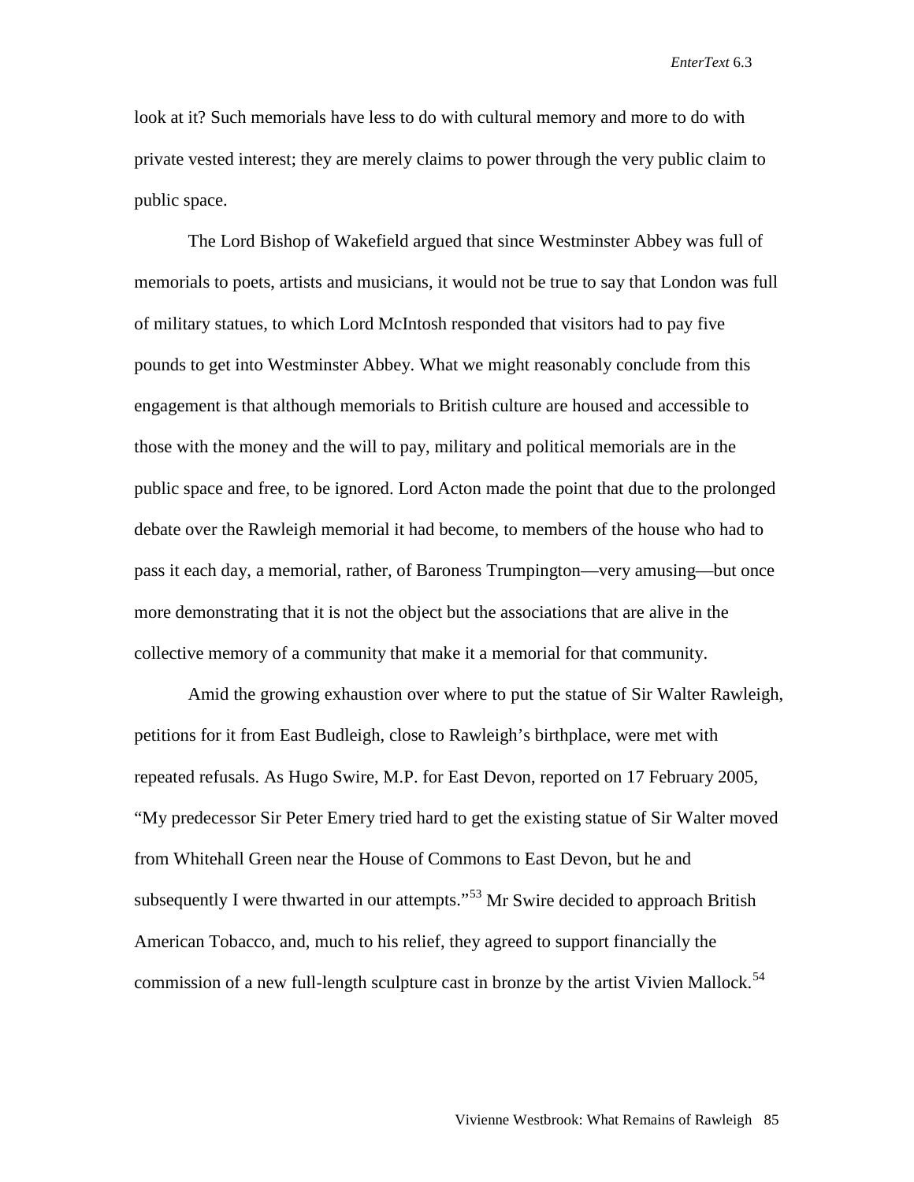look at it? Such memorials have less to do with cultural memory and more to do with private vested interest; they are merely claims to power through the very public claim to public space.

The Lord Bishop of Wakefield argued that since Westminster Abbey was full of memorials to poets, artists and musicians, it would not be true to say that London was full of military statues, to which Lord McIntosh responded that visitors had to pay five pounds to get into Westminster Abbey. What we might reasonably conclude from this engagement is that although memorials to British culture are housed and accessible to those with the money and the will to pay, military and political memorials are in the public space and free, to be ignored. Lord Acton made the point that due to the prolonged debate over the Rawleigh memorial it had become, to members of the house who had to pass it each day, a memorial, rather, of Baroness Trumpington—very amusing—but once more demonstrating that it is not the object but the associations that are alive in the collective memory of a community that make it a memorial for that community.

Amid the growing exhaustion over where to put the statue of Sir Walter Rawleigh, petitions for it from East Budleigh, close to Rawleigh's birthplace, were met with repeated refusals. As Hugo Swire, M.P. for East Devon, reported on 17 February 2005, "My predecessor Sir Peter Emery tried hard to get the existing statue of Sir Walter moved from Whitehall Green near the House of Commons to East Devon, but he and subsequently I were thwarted in our attempts."[53] Mr Swire decided to approach British American Tobacco, and, much to his relief, they agreed to support financially the commission of a new full-length sculpture cast in bronze by the artist Vivien Mallock.[54]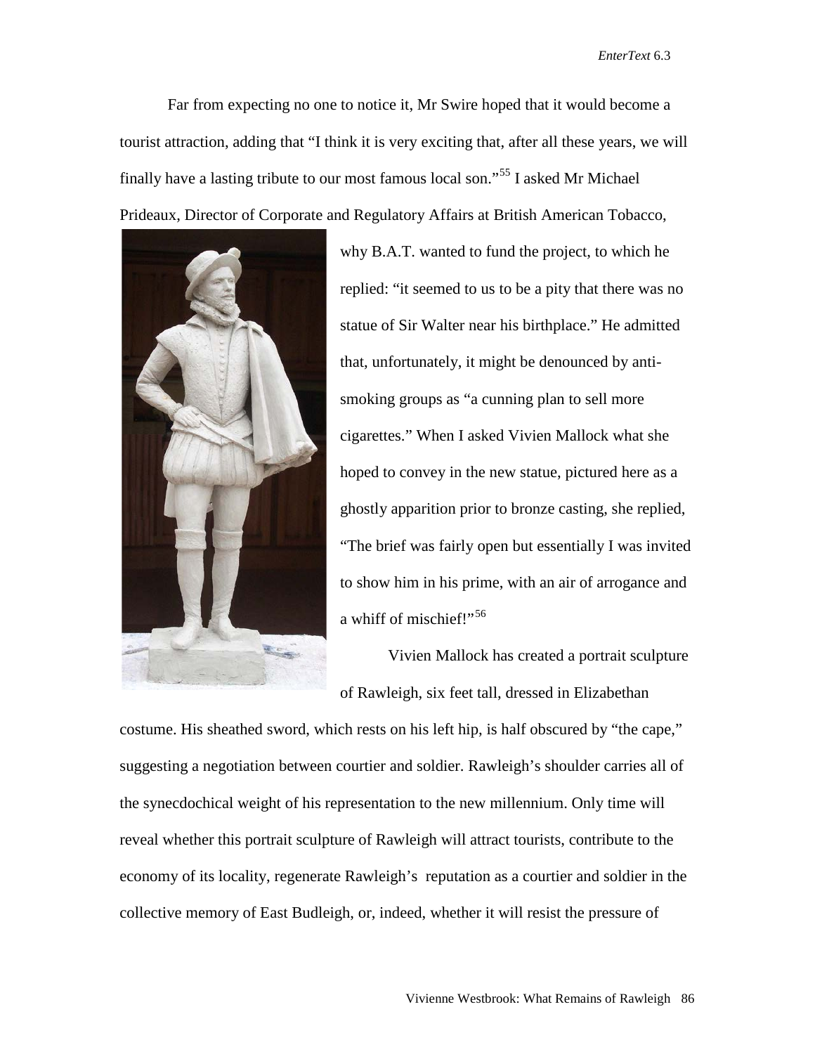Far from expecting no one to notice it, Mr Swire hoped that it would become a tourist attraction, adding that "I think it is very exciting that, after all these years, we will finally have a lasting tribute to our most famous local son."[55] I asked Mr Michael Prideaux, Director of Corporate and Regulatory Affairs at British American Tobacco, why B.A.T. wanted to fund the project, to which he replied: "it seemed to us to be a pity that there was no statue of Sir Walter near his birthplace." He admitted that, unfortunately, it might be denounced by anti-smoking groups as "a cunning plan to sell more cigarettes." When I asked Vivien Mallock what she hoped to convey in the new statue, pictured here as a ghostly apparition prior to bronze casting, she replied, "The brief was fairly open but essentially I was invited to show him in his prime, with an air of arrogance and a whiff of mischief!"[56]

Vivien Mallock has created a portrait sculpture of Rawleigh, six feet tall, dressed in Elizabethan costume. His sheathed sword, which rests on his left hip, is half obscured by "the cape," suggesting a negotiation between courtier and soldier. Rawleigh's shoulder carries all of the synecdochical weight of his representation to the new millennium. Only time will reveal whether this portrait sculpture of Rawleigh will attract tourists, contribute to the economy of its locality, regenerate Rawleigh's reputation as a courtier and soldier in the collective memory of East Budleigh, or, indeed, whether it will resist the pressure of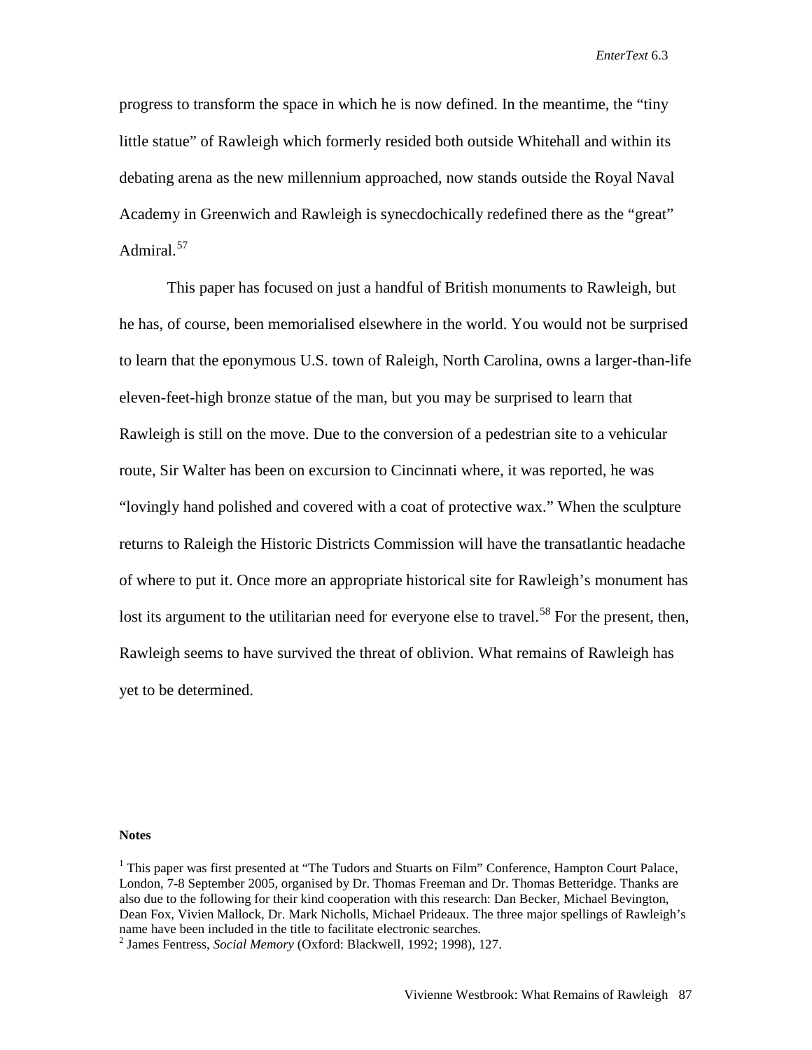progress to transform the space in which he is now defined. In the meantime, the "tiny little statue" of Rawleigh which formerly resided both outside Whitehall and within its debating arena as the new millennium approached, now stands outside the Royal Naval Academy in Greenwich and Rawleigh is synecdochically redefined there as the "great" Admiral.[57]

This paper has focused on just a handful of British monuments to Rawleigh, but he has, of course, been memorialised elsewhere in the world. You would not be surprised to learn that the eponymous U.S. town of Raleigh, North Carolina, owns a larger-than-life eleven-feet-high bronze statue of the man, but you may be surprised to learn that Rawleigh is still on the move. Due to the conversion of a pedestrian site to a vehicular route, Sir Walter has been on excursion to Cincinnati where, it was reported, he was "lovingly hand polished and covered with a coat of protective wax." When the sculpture returns to Raleigh the Historic Districts Commission will have the transatlantic headache of where to put it. Once more an appropriate historical site for Rawleigh's monument has lost its argument to the utilitarian need for everyone else to travel.[58] For the present, then, Rawleigh seems to have survived the threat of oblivion. What remains of Rawleigh has yet to be determined.

**Notes**

[1] This paper was first presented at "The Tudors and Stuarts on Film" Conference, Hampton Court Palace, London, 7-8 September 2005, organised by Dr. Thomas Freeman and Dr. Thomas Betteridge. Thanks are also due to the following for their kind cooperation with this research: Dan Becker, Michael Bevington, Dean Fox, Vivien Mallock, Dr. Mark Nicholls, Michael Prideaux. The three major spellings of Rawleigh's name have been included in the title to facilitate electronic searches.

[2] James Fentress, *Social Memory* (Oxford: Blackwell, 1992; 1998), 127.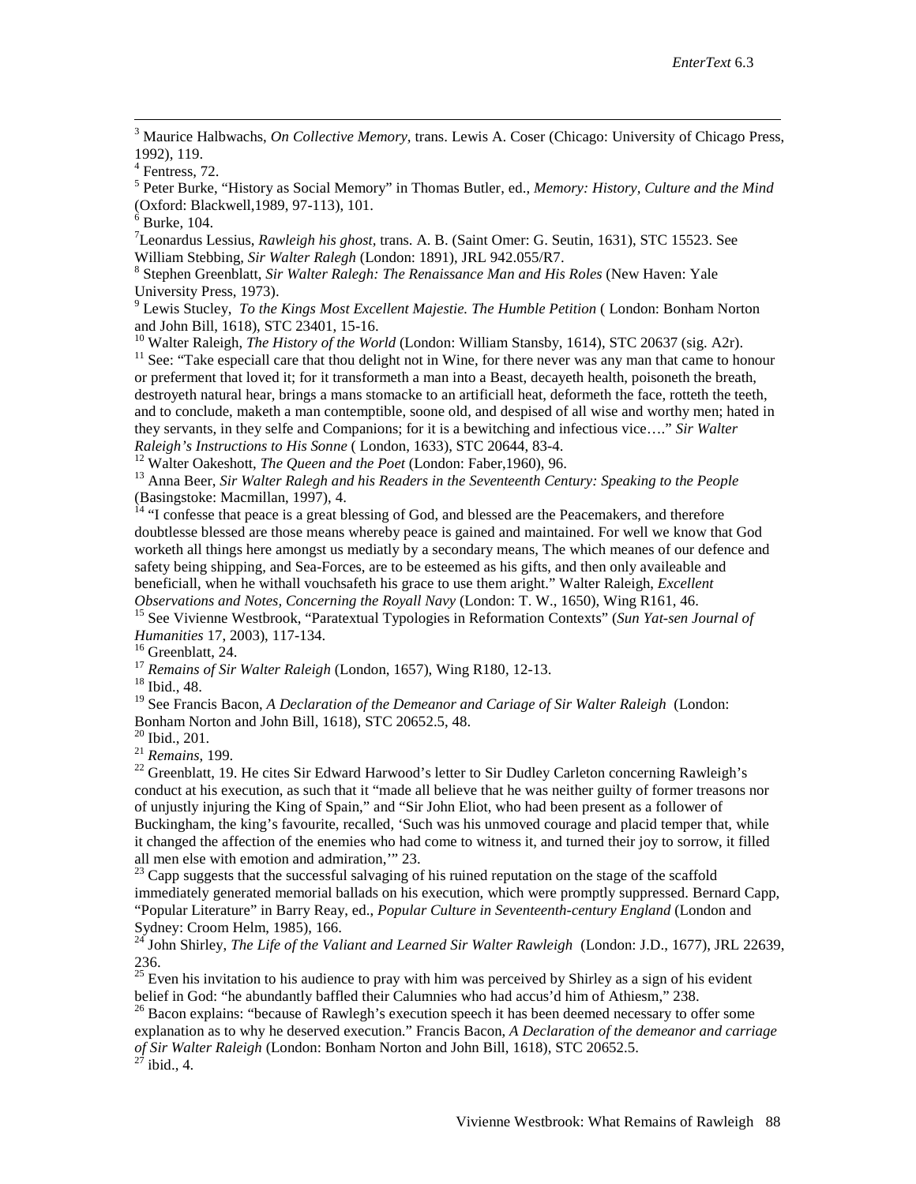[3] Maurice Halbwachs, *On Collective Memory*, trans. Lewis A. Coser (Chicago: University of Chicago Press, 1992), 119.

[4] Fentress, 72.

[5] Peter Burke, "History as Social Memory" in Thomas Butler, ed., *Memory: History, Culture and the Mind* (Oxford: Blackwell,1989, 97-113), 101.

[6] Burke, 104.

[7] Leonardus Lessius, *Rawleigh his ghost*, trans. A. B. (Saint Omer: G. Seutin, 1631), STC 15523. See William Stebbing, *Sir Walter Ralegh* (London: 1891), JRL 942.055/R7.

[8] Stephen Greenblatt, *Sir Walter Ralegh: The Renaissance Man and His Roles* (New Haven: Yale University Press, 1973).

[9] Lewis Stucley, *To the Kings Most Excellent Majestie. The Humble Petition* ( London: Bonham Norton and John Bill, 1618), STC 23401, 15-16.

[10] Walter Raleigh, *The History of the World* (London: William Stansby, 1614), STC 20637 (sig. A2r).

[11] See: "Take especiall care that thou delight not in Wine, for there never was any man that came to honour or preferment that loved it; for it transformeth a man into a Beast, decayeth health, poisoneth the breath, destroyeth natural hear, brings a mans stomacke to an artificiall heat, deformeth the face, rotteth the teeth, and to conclude, maketh a man contemptible, soone old, and despised of all wise and worthy men; hated in they servants, in they selfe and Companions; for it is a bewitching and infectious vice…." *Sir Walter Raleigh's Instructions to His Sonne* ( London, 1633), STC 20644, 83-4.

[12] Walter Oakeshott, *The Queen and the Poet* (London: Faber,1960), 96.

[13] Anna Beer, *Sir Walter Ralegh and his Readers in the Seventeenth Century: Speaking to the People* (Basingstoke: Macmillan, 1997), 4.

[14] "I confesse that peace is a great blessing of God, and blessed are the Peacemakers, and therefore doubtlesse blessed are those means whereby peace is gained and maintained. For well we know that God worketh all things here amongst us mediatly by a secondary means, The which meanes of our defence and safety being shipping, and Sea-Forces, are to be esteemed as his gifts, and then only availeable and beneficiall, when he withall vouchsafeth his grace to use them aright." Walter Raleigh, *Excellent Observations and Notes, Concerning the Royall Navy* (London: T. W., 1650), Wing R161, 46.

[15] See Vivienne Westbrook, "Paratextual Typologies in Reformation Contexts" (*Sun Yat-sen Journal of Humanities* 17, 2003), 117-134.

[16] Greenblatt, 24.

[17] *Remains of Sir Walter Raleigh* (London, 1657), Wing R180, 12-13.

[18] Ibid., 48.

[19] See Francis Bacon, *A Declaration of the Demeanor and Cariage of Sir Walter Raleigh* (London: Bonham Norton and John Bill, 1618), STC 20652.5, 48.

[20] Ibid., 201.

[21] *Remains*, 199.

[22] Greenblatt, 19. He cites Sir Edward Harwood's letter to Sir Dudley Carleton concerning Rawleigh's conduct at his execution, as such that it "made all believe that he was neither guilty of former treasons nor of unjustly injuring the King of Spain," and "Sir John Eliot, who had been present as a follower of Buckingham, the king's favourite, recalled, 'Such was his unmoved courage and placid temper that, while it changed the affection of the enemies who had come to witness it, and turned their joy to sorrow, it filled all men else with emotion and admiration,'" 23.

[23] Capp suggests that the successful salvaging of his ruined reputation on the stage of the scaffold immediately generated memorial ballads on his execution, which were promptly suppressed. Bernard Capp, "Popular Literature" in Barry Reay, ed., *Popular Culture in Seventeenth-century England* (London and Sydney: Croom Helm, 1985), 166.

[24] John Shirley, *The Life of the Valiant and Learned Sir Walter Rawleigh* (London: J.D., 1677), JRL 22639, 236.

[25] Even his invitation to his audience to pray with him was perceived by Shirley as a sign of his evident belief in God: "he abundantly baffled their Calumnies who had accus'd him of Athiesm," 238.

[26] Bacon explains: "because of Rawlegh's execution speech it has been deemed necessary to offer some explanation as to why he deserved execution." Francis Bacon, *A Declaration of the demeanor and carriage of Sir Walter Raleigh* (London: Bonham Norton and John Bill, 1618), STC 20652.5.

[27] ibid., 4.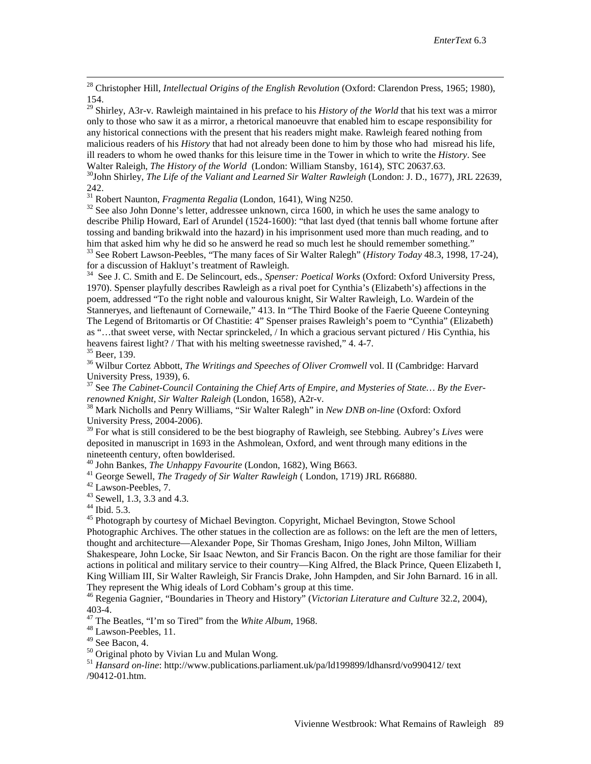[28] Christopher Hill, *Intellectual Origins of the English Revolution* (Oxford: Clarendon Press, 1965; 1980), 154.

[29] Shirley, A3r-v. Rawleigh maintained in his preface to his *History of the World* that his text was a mirror only to those who saw it as a mirror, a rhetorical manoeuvre that enabled him to escape responsibility for any historical connections with the present that his readers might make. Rawleigh feared nothing from malicious readers of his *History* that had not already been done to him by those who had misread his life, ill readers to whom he owed thanks for this leisure time in the Tower in which to write the *History*. See Walter Raleigh, *The History of the World* (London: William Stansby, 1614), STC 20637.63.

[30] John Shirley, *The Life of the Valiant and Learned Sir Walter Rawleigh* (London: J. D., 1677), JRL 22639, 242.

[31] Robert Naunton, *Fragmenta Regalia* (London, 1641), Wing N250.

[32] See also John Donne's letter, addressee unknown, circa 1600, in which he uses the same analogy to describe Philip Howard, Earl of Arundel (1524-1600): "that last dyed (that tennis ball whome fortune after tossing and banding brikwald into the hazard) in his imprisonment used more than much reading, and to him that asked him why he did so he answerd he read so much lest he should remember something."

[33] See Robert Lawson-Peebles, "The many faces of Sir Walter Ralegh" (*History Today* 48.3, 1998, 17-24), for a discussion of Hakluyt's treatment of Rawleigh.

[34] See J. C. Smith and E. De Selincourt, eds., *Spenser: Poetical Works* (Oxford: Oxford University Press, 1970). Spenser playfully describes Rawleigh as a rival poet for Cynthia's (Elizabeth's) affections in the poem, addressed "To the right noble and valourous knight, Sir Walter Rawleigh, Lo. Wardein of the Stanneryes, and lieftenaunt of Cornewaile," 413. In "The Third Booke of the Faerie Queene Conteyning The Legend of Britomartis or Of Chastitie: 4" Spenser praises Rawleigh's poem to "Cynthia" (Elizabeth) as "…that sweet verse, with Nectar sprinckeled, / In which a gracious servant pictured / His Cynthia, his heavens fairest light? / That with his melting sweetnesse ravished," 4. 4-7.

[35] Beer, 139.

[36] Wilbur Cortez Abbott, *The Writings and Speeches of Oliver Cromwell* vol. II (Cambridge: Harvard University Press, 1939), 6.

[37] See *The Cabinet-Council Containing the Chief Arts of Empire, and Mysteries of State… By the Ever-renowned Knight, Sir Walter Raleigh* (London, 1658), A2r-v.

[38] Mark Nicholls and Penry Williams, "Sir Walter Ralegh" in *New DNB on-line* (Oxford: Oxford University Press, 2004-2006).

[39] For what is still considered to be the best biography of Rawleigh, see Stebbing. Aubrey's *Lives* were deposited in manuscript in 1693 in the Ashmolean, Oxford, and went through many editions in the nineteenth century, often bowlderised.

[40] John Bankes, *The Unhappy Favourite* (London, 1682), Wing B663.

[41] George Sewell, *The Tragedy of Sir Walter Rawleigh* ( London, 1719) JRL R66880.

[42] Lawson-Peebles, 7.

[43] Sewell, 1.3, 3.3 and 4.3.

[44] Ibid. 5.3.

[45] Photograph by courtesy of Michael Bevington. Copyright, Michael Bevington, Stowe School Photographic Archives. The other statues in the collection are as follows: on the left are the men of letters, thought and architecture—Alexander Pope, Sir Thomas Gresham, Inigo Jones, John Milton, William Shakespeare, John Locke, Sir Isaac Newton, and Sir Francis Bacon. On the right are those familiar for their actions in political and military service to their country—King Alfred, the Black Prince, Queen Elizabeth I, King William III, Sir Walter Rawleigh, Sir Francis Drake, John Hampden, and Sir John Barnard. 16 in all. They represent the Whig ideals of Lord Cobham's group at this time.

[46] Regenia Gagnier, "Boundaries in Theory and History" (*Victorian Literature and Culture* 32.2, 2004), 403-4.

[47] The Beatles, "I'm so Tired" from the *White Album*, 1968.

[48] Lawson-Peebles, 11.

[49] See Bacon, 4.

[50] Original photo by Vivian Lu and Mulan Wong.

[51] *Hansard on-line*: http://www.publications.parliament.uk/pa/ld199899/ldhansrd/vo990412/ text /90412-01.htm.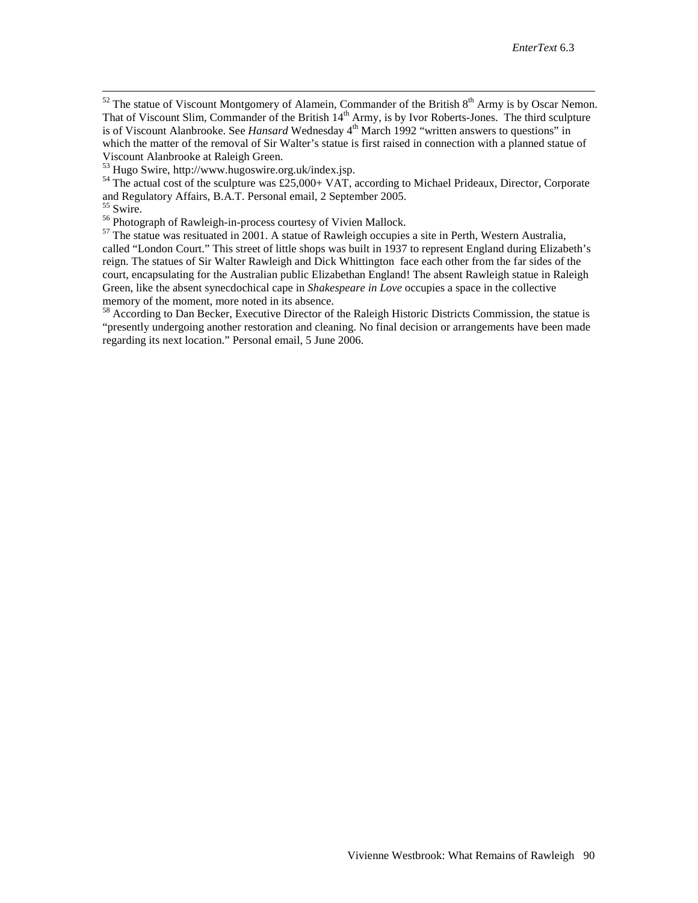[52] The statue of Viscount Montgomery of Alamein, Commander of the British 8th Army is by Oscar Nemon. That of Viscount Slim, Commander of the British 14th Army, is by Ivor Roberts-Jones. The third sculpture is of Viscount Alanbrooke. See *Hansard* Wednesday 4th March 1992 "written answers to questions" in which the matter of the removal of Sir Walter's statue is first raised in connection with a planned statue of Viscount Alanbrooke at Raleigh Green.

[53] Hugo Swire, http://www.hugoswire.org.uk/index.jsp.

[54] The actual cost of the sculpture was £25,000+ VAT, according to Michael Prideaux, Director, Corporate and Regulatory Affairs, B.A.T. Personal email, 2 September 2005.

[55] Swire.

[56] Photograph of Rawleigh-in-process courtesy of Vivien Mallock.

[57] The statue was resituated in 2001. A statue of Rawleigh occupies a site in Perth, Western Australia, called "London Court." This street of little shops was built in 1937 to represent England during Elizabeth's reign. The statues of Sir Walter Rawleigh and Dick Whittington face each other from the far sides of the court, encapsulating for the Australian public Elizabethan England! The absent Rawleigh statue in Raleigh Green, like the absent synecdochical cape in *Shakespeare in Love* occupies a space in the collective memory of the moment, more noted in its absence.

[58] According to Dan Becker, Executive Director of the Raleigh Historic Districts Commission, the statue is "presently undergoing another restoration and cleaning. No final decision or arrangements have been made regarding its next location." Personal email, 5 June 2006.